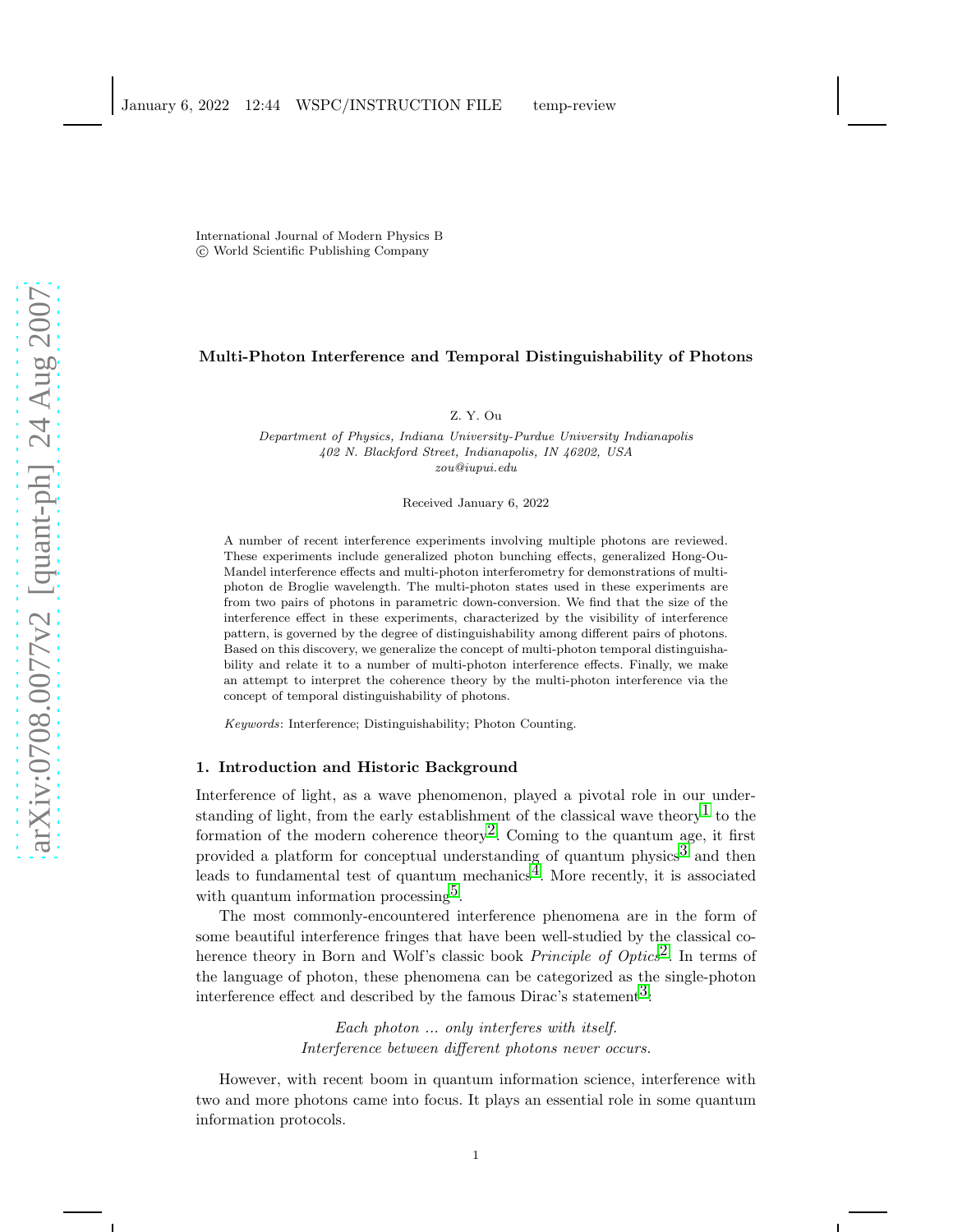International Journal of Modern Physics B
© World Scientific Publishing Company

# Multi-Photon Interference and Temporal Distinguishability of Photons

Z. Y. Ou

*Department of Physics, Indiana University-Purdue University Indianapolis*
*402 N. Blackford Street, Indianapolis, IN 46202, USA*
*zou@iupui.edu*

Received January 6, 2022

A number of recent interference experiments involving multiple photons are reviewed. These experiments include generalized photon bunching effects, generalized Hong-Ou-Mandel interference effects and multi-photon interferometry for demonstrations of multi-photon de Broglie wavelength. The multi-photon states used in these experiments are from two pairs of photons in parametric down-conversion. We find that the size of the interference effect in these experiments, characterized by the visibility of interference pattern, is governed by the degree of distinguishability among different pairs of photons. Based on this discovery, we generalize the concept of multi-photon temporal distinguishability and relate it to a number of multi-photon interference effects. Finally, we make an attempt to interpret the coherence theory by the multi-photon interference via the concept of temporal distinguishability of photons.

*Keywords*: Interference; Distinguishability; Photon Counting.

## 1. Introduction and Historic Background

Interference of light, as a wave phenomenon, played a pivotal role in our understanding of light, from the early establishment of the classical wave theory[1] to the formation of the modern coherence theory[2]. Coming to the quantum age, it first provided a platform for conceptual understanding of quantum physics[3] and then leads to fundamental test of quantum mechanics[4]. More recently, it is associated with quantum information processing[5].

The most commonly-encountered interference phenomena are in the form of some beautiful interference fringes that have been well-studied by the classical coherence theory in Born and Wolf's classic book *Principle of Optics*[2]. In terms of the language of photon, these phenomena can be categorized as the single-photon interference effect and described by the famous Dirac's statement[3]:

*Each photon ... only interferes with itself.*
*Interference between different photons never occurs.*

However, with recent boom in quantum information science, interference with two and more photons came into focus. It plays an essential role in some quantum information protocols.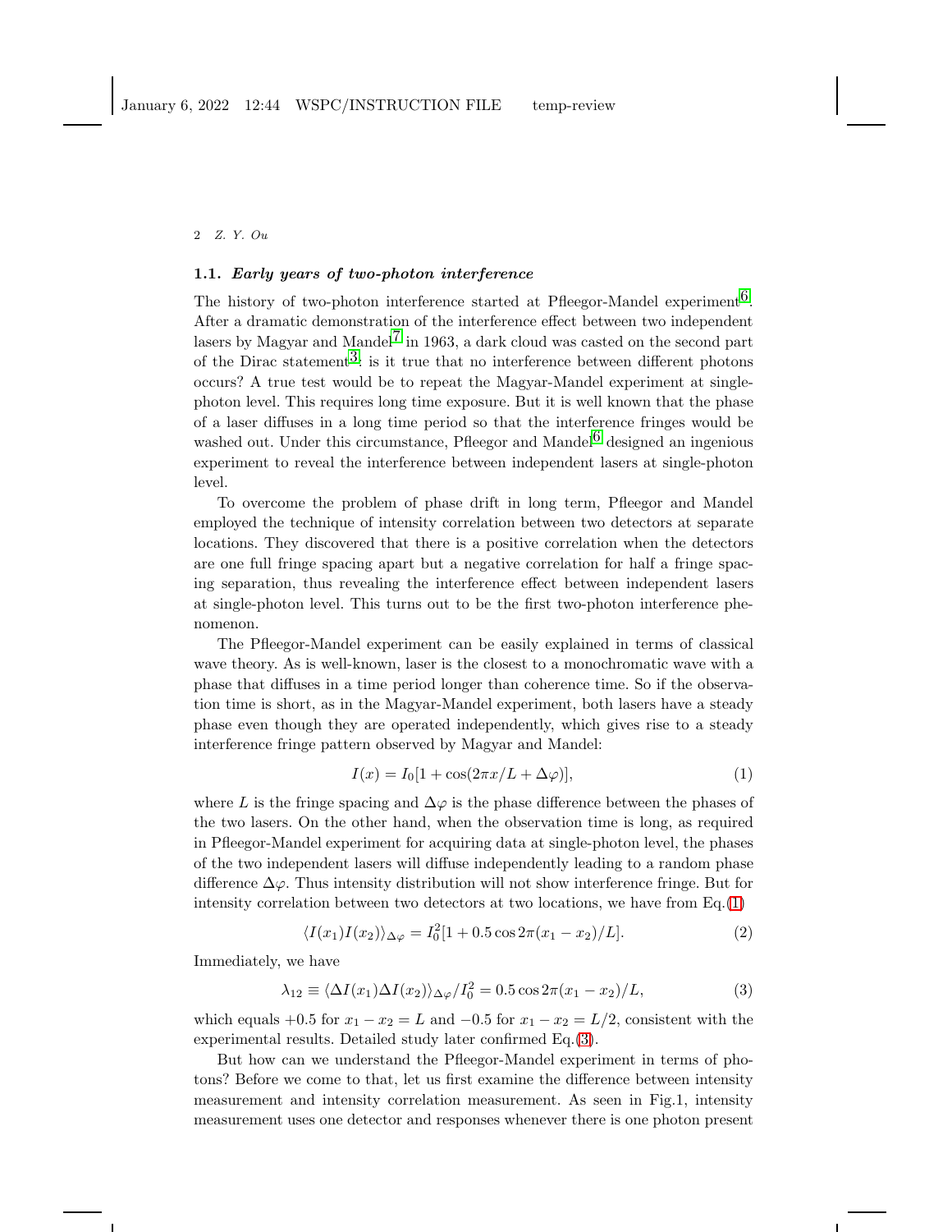### 1.1. *Early years of two-photon interference*

The history of two-photon interference started at Pfleegor-Mandel experiment[6]. After a dramatic demonstration of the interference effect between two independent lasers by Magyar and Mandel[7] in 1963, a dark cloud was casted on the second part of the Dirac statement[3]: is it true that no interference between different photons occurs? A true test would be to repeat the Magyar-Mandel experiment at single-photon level. This requires long time exposure. But it is well known that the phase of a laser diffuses in a long time period so that the interference fringes would be washed out. Under this circumstance, Pfleegor and Mandel[6] designed an ingenious experiment to reveal the interference between independent lasers at single-photon level.

To overcome the problem of phase drift in long term, Pfleegor and Mandel employed the technique of intensity correlation between two detectors at separate locations. They discovered that there is a positive correlation when the detectors are one full fringe spacing apart but a negative correlation for half a fringe spacing separation, thus revealing the interference effect between independent lasers at single-photon level. This turns out to be the first two-photon interference phenomenon.

The Pfleegor-Mandel experiment can be easily explained in terms of classical wave theory. As is well-known, laser is the closest to a monochromatic wave with a phase that diffuses in a time period longer than coherence time. So if the observation time is short, as in the Magyar-Mandel experiment, both lasers have a steady phase even though they are operated independently, which gives rise to a steady interference fringe pattern observed by Magyar and Mandel:

$$I(x) = I_0[1 + \cos(2\pi x/L + \Delta\varphi)], \tag{1}$$

where $L$ is the fringe spacing and $\Delta\varphi$ is the phase difference between the phases of the two lasers. On the other hand, when the observation time is long, as required in Pfleegor-Mandel experiment for acquiring data at single-photon level, the phases of the two independent lasers will diffuse independently leading to a random phase difference $\Delta\varphi$. Thus intensity distribution will not show interference fringe. But for intensity correlation between two detectors at two locations, we have from Eq.(1)

$$\langle I(x_1)I(x_2)\rangle_{\Delta\varphi} = I_0^2[1 + 0.5\cos 2\pi(x_1 - x_2)/L]. \tag{2}$$

Immediately, we have

$$\lambda_{12} \equiv \langle \Delta I(x_1)\Delta I(x_2)\rangle_{\Delta\varphi}/I_0^2 = 0.5\cos 2\pi(x_1 - x_2)/L, \tag{3}$$

which equals $+0.5$ for $x_1 - x_2 = L$ and $-0.5$ for $x_1 - x_2 = L/2$, consistent with the experimental results. Detailed study later confirmed Eq.(3).

But how can we understand the Pfleegor-Mandel experiment in terms of photons? Before we come to that, let us first examine the difference between intensity measurement and intensity correlation measurement. As seen in Fig.1, intensity measurement uses one detector and responses whenever there is one photon present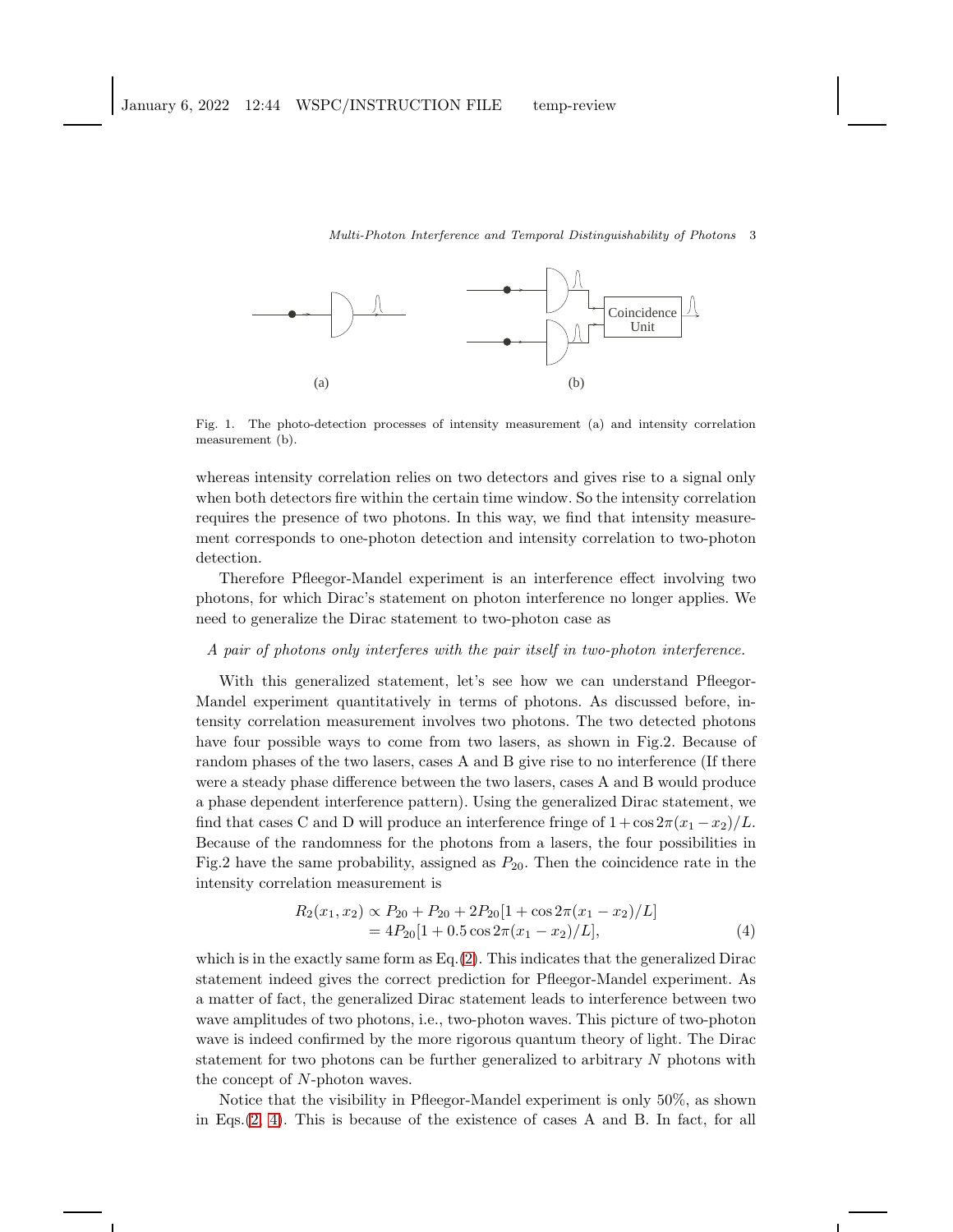Fig. 1. The photo-detection processes of intensity measurement (a) and intensity correlation measurement (b).

whereas intensity correlation relies on two detectors and gives rise to a signal only when both detectors fire within the certain time window. So the intensity correlation requires the presence of two photons. In this way, we find that intensity measurement corresponds to one-photon detection and intensity correlation to two-photon detection.

Therefore Pfleegor-Mandel experiment is an interference effect involving two photons, for which Dirac's statement on photon interference no longer applies. We need to generalize the Dirac statement to two-photon case as

*A pair of photons only interferes with the pair itself in two-photon interference.*

With this generalized statement, let's see how we can understand Pfleegor-Mandel experiment quantitatively in terms of photons. As discussed before, intensity correlation measurement involves two photons. The two detected photons have four possible ways to come from two lasers, as shown in Fig.2. Because of random phases of the two lasers, cases A and B give rise to no interference (If there were a steady phase difference between the two lasers, cases A and B would produce a phase dependent interference pattern). Using the generalized Dirac statement, we find that cases C and D will produce an interference fringe of $1 + \cos 2\pi(x_1 - x_2)/L$. Because of the randomness for the photons from a lasers, the four possibilities in Fig.2 have the same probability, assigned as $P_{20}$. Then the coincidence rate in the intensity correlation measurement is

$$
\begin{aligned}
R_2(x_1, x_2) &\propto P_{20} + P_{20} + 2P_{20}[1 + \cos 2\pi(x_1 - x_2)/L] \\
&= 4P_{20}[1 + 0.5 \cos 2\pi(x_1 - x_2)/L],
\end{aligned} \tag{4}
$$

which is in the exactly same form as Eq.(2). This indicates that the generalized Dirac statement indeed gives the correct prediction for Pfleegor-Mandel experiment. As a matter of fact, the generalized Dirac statement leads to interference between two wave amplitudes of two photons, i.e., two-photon waves. This picture of two-photon wave is indeed confirmed by the more rigorous quantum theory of light. The Dirac statement for two photons can be further generalized to arbitrary $N$ photons with the concept of $N$-photon waves.

Notice that the visibility in Pfleegor-Mandel experiment is only 50%, as shown in Eqs.(2, 4). This is because of the existence of cases A and B. In fact, for all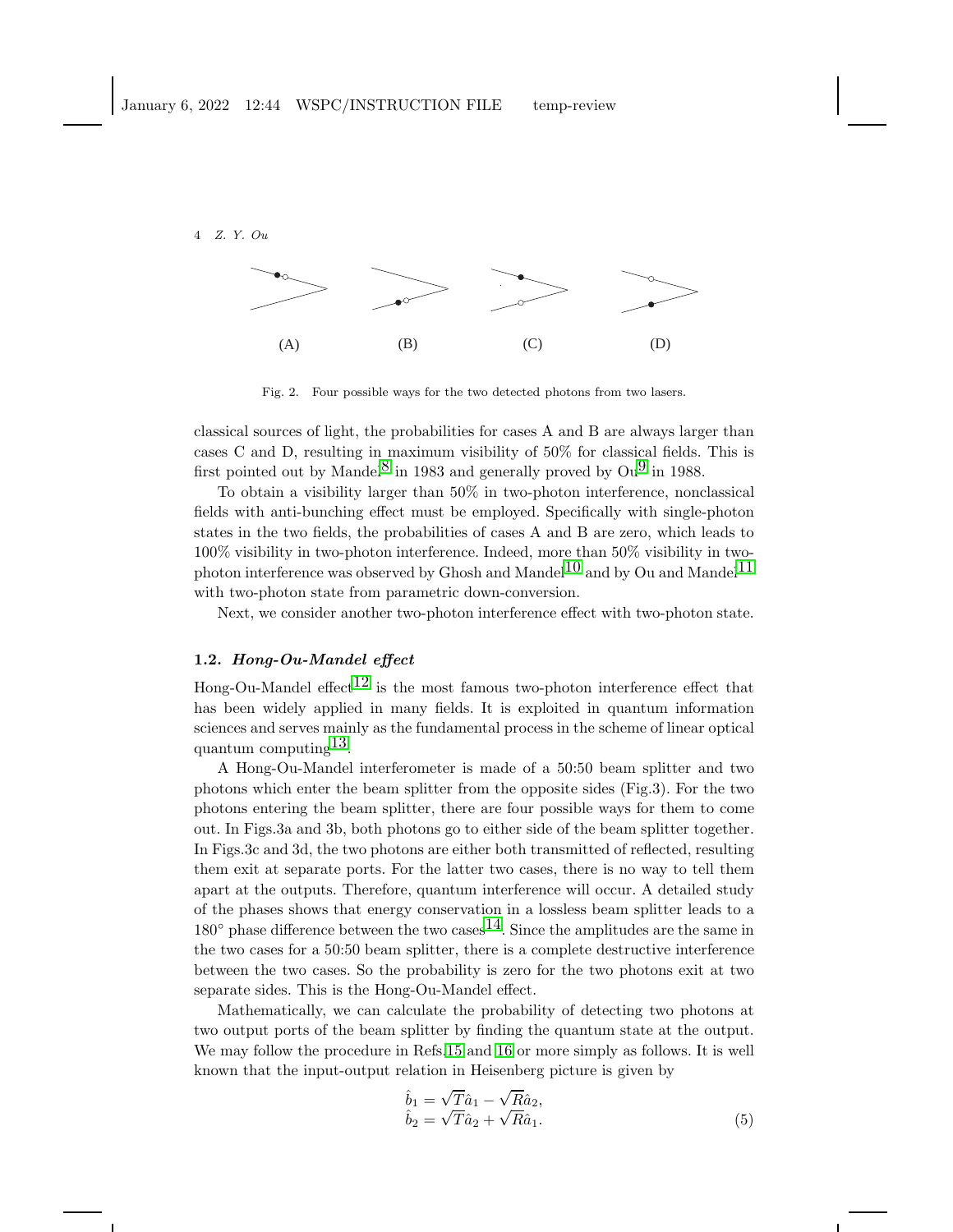(A) (B) (C) (D)

Fig. 2. Four possible ways for the two detected photons from two lasers.

classical sources of light, the probabilities for cases A and B are always larger than cases C and D, resulting in maximum visibility of 50% for classical fields. This is first pointed out by Mandel[8] in 1983 and generally proved by Ou[9] in 1988.

To obtain a visibility larger than 50% in two-photon interference, nonclassical fields with anti-bunching effect must be employed. Specifically with single-photon states in the two fields, the probabilities of cases A and B are zero, which leads to 100% visibility in two-photon interference. Indeed, more than 50% visibility in two-photon interference was observed by Ghosh and Mandel[10] and by Ou and Mandel[11] with two-photon state from parametric down-conversion.

Next, we consider another two-photon interference effect with two-photon state.

### 1.2. *Hong-Ou-Mandel effect*

Hong-Ou-Mandel effect[12] is the most famous two-photon interference effect that has been widely applied in many fields. It is exploited in quantum information sciences and serves mainly as the fundamental process in the scheme of linear optical quantum computing[13].

A Hong-Ou-Mandel interferometer is made of a 50:50 beam splitter and two photons which enter the beam splitter from the opposite sides (Fig.3). For the two photons entering the beam splitter, there are four possible ways for them to come out. In Figs.3a and 3b, both photons go to either side of the beam splitter together. In Figs.3c and 3d, the two photons are either both transmitted of reflected, resulting them exit at separate ports. For the latter two cases, there is no way to tell them apart at the outputs. Therefore, quantum interference will occur. A detailed study of the phases shows that energy conservation in a lossless beam splitter leads to a $180^\circ$ phase difference between the two cases[14]. Since the amplitudes are the same in the two cases for a 50:50 beam splitter, there is a complete destructive interference between the two cases. So the probability is zero for the two photons exit at two separate sides. This is the Hong-Ou-Mandel effect.

Mathematically, we can calculate the probability of detecting two photons at two output ports of the beam splitter by finding the quantum state at the output. We may follow the procedure in Refs.[15] and [16] or more simply as follows. It is well known that the input-output relation in Heisenberg picture is given by

$$
\begin{aligned}
\hat{b}_1 &= \sqrt{T}\hat{a}_1 - \sqrt{R}\hat{a}_2, \\
\hat{b}_2 &= \sqrt{T}\hat{a}_2 + \sqrt{R}\hat{a}_1.
\end{aligned}
\tag{5}
$$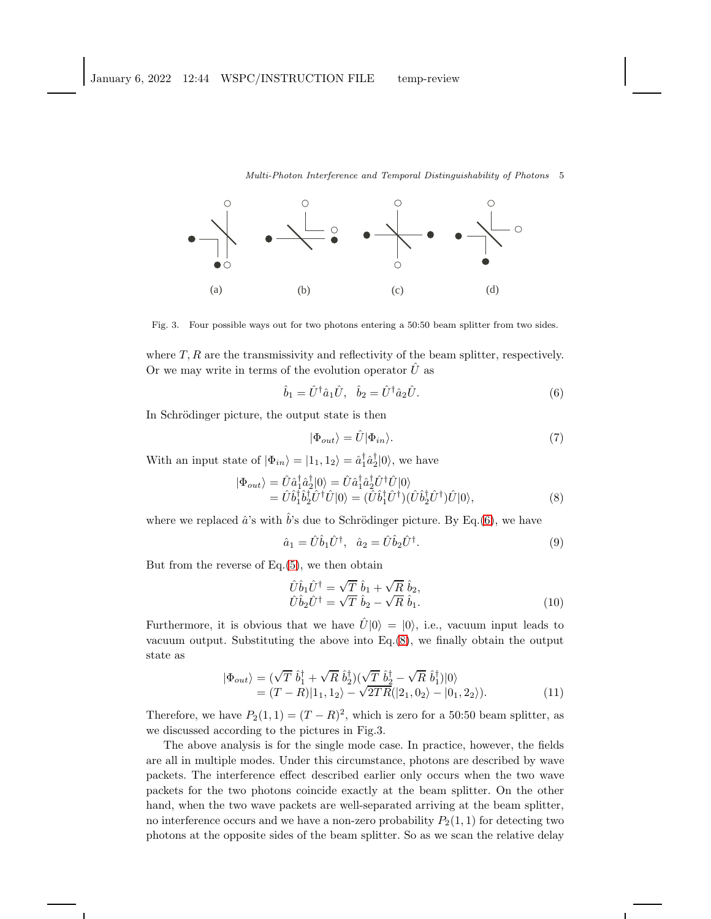(a) (b) (c) (d)

Fig. 3. Four possible ways out for two photons entering a 50:50 beam splitter from two sides.

where $T, R$ are the transmissivity and reflectivity of the beam splitter, respectively. Or we may write in terms of the evolution operator $\hat{U}$ as

$$\hat{b}_1 = \hat{U}^\dagger \hat{a}_1 \hat{U}, \quad \hat{b}_2 = \hat{U}^\dagger \hat{a}_2 \hat{U}. \tag{6}$$

In Schrödinger picture, the output state is then

$$|\Phi_{out}\rangle = \hat{U}|\Phi_{in}\rangle. \tag{7}$$

With an input state of $|\Phi_{in}\rangle = |1_1, 1_2\rangle = \hat{a}_1^\dagger \hat{a}_2^\dagger |0\rangle$, we have

$$\begin{aligned} |\Phi_{out}\rangle &= \hat{U}\hat{a}_1^\dagger \hat{a}_2^\dagger |0\rangle = \hat{U}\hat{a}_1^\dagger \hat{a}_2^\dagger \hat{U}^\dagger \hat{U}|0\rangle \\ &= \hat{U}\hat{b}_1^\dagger \hat{b}_2^\dagger \hat{U}^\dagger \hat{U}|0\rangle = (\hat{U}\hat{b}_1^\dagger \hat{U}^\dagger)(\hat{U}\hat{b}_2^\dagger \hat{U}^\dagger)\hat{U}|0\rangle, \end{aligned} \tag{8}$$

where we replaced $\hat{a}$'s with $\hat{b}$'s due to Schrödinger picture. By Eq.(6), we have

$$\hat{a}_1 = \hat{U}\hat{b}_1\hat{U}^\dagger, \quad \hat{a}_2 = \hat{U}\hat{b}_2\hat{U}^\dagger. \tag{9}$$

But from the reverse of Eq.(5), we then obtain

$$\begin{aligned} \hat{U}\hat{b}_1\hat{U}^\dagger &= \sqrt{T}\ \hat{b}_1 + \sqrt{R}\ \hat{b}_2, \\ \hat{U}\hat{b}_2\hat{U}^\dagger &= \sqrt{T}\ \hat{b}_2 - \sqrt{R}\ \hat{b}_1. \end{aligned} \tag{10}$$

Furthermore, it is obvious that we have $\hat{U}|0\rangle = |0\rangle$, i.e., vacuum input leads to vacuum output. Substituting the above into Eq.(8), we finally obtain the output state as

$$\begin{aligned} |\Phi_{out}\rangle &= (\sqrt{T}\ \hat{b}_1^\dagger + \sqrt{R}\ \hat{b}_2^\dagger)(\sqrt{T}\ \hat{b}_2^\dagger - \sqrt{R}\ \hat{b}_1^\dagger)|0\rangle \\ &= (T - R)|1_1, 1_2\rangle - \sqrt{2TR}(|2_1, 0_2\rangle - |0_1, 2_2\rangle). \end{aligned} \tag{11}$$

Therefore, we have $P_2(1,1) = (T-R)^2$, which is zero for a 50:50 beam splitter, as we discussed according to the pictures in Fig.3.

The above analysis is for the single mode case. In practice, however, the fields are all in multiple modes. Under this circumstance, photons are described by wave packets. The interference effect described earlier only occurs when the two wave packets for the two photons coincide exactly at the beam splitter. On the other hand, when the two wave packets are well-separated arriving at the beam splitter, no interference occurs and we have a non-zero probability $P_2(1,1)$ for detecting two photons at the opposite sides of the beam splitter. So as we scan the relative delay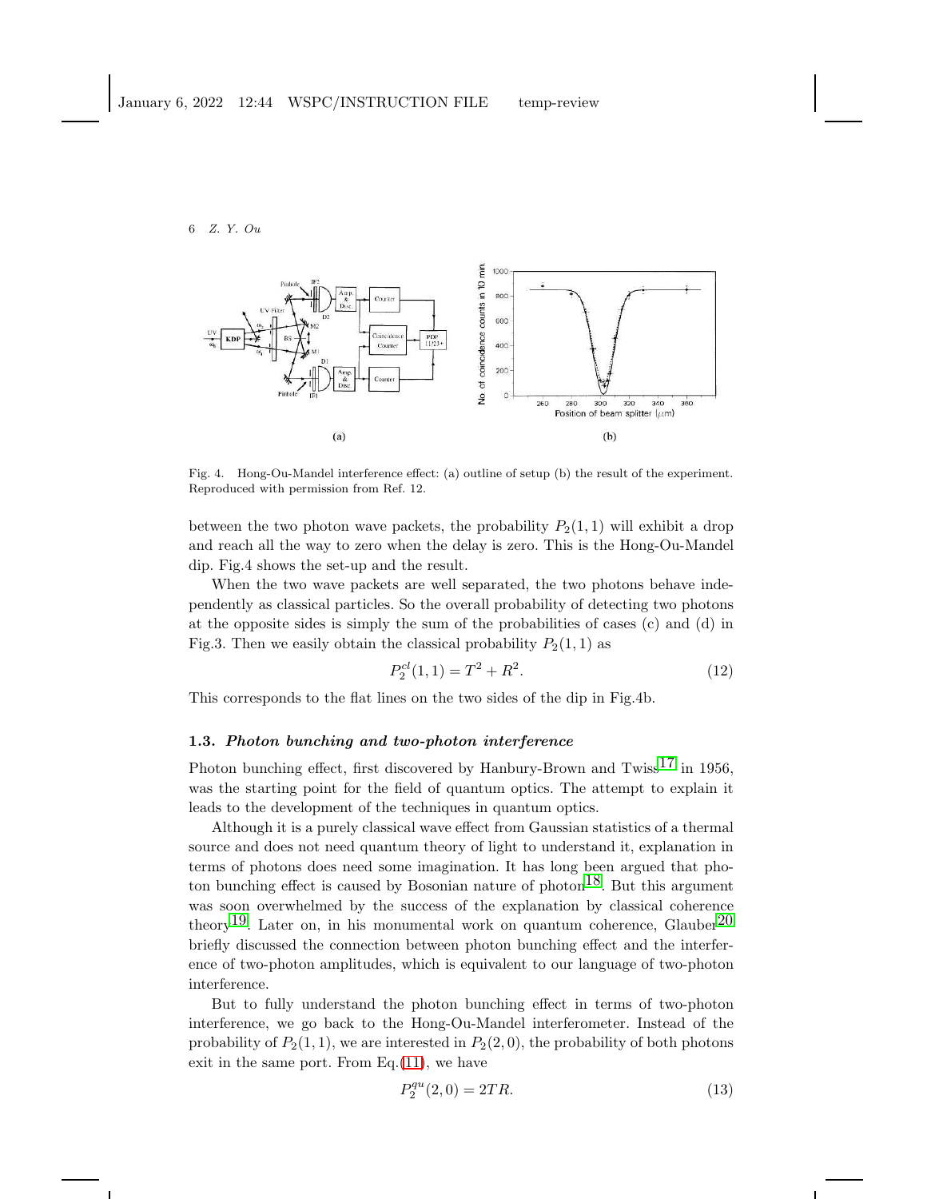Fig. 4. Hong-Ou-Mandel interference effect: (a) outline of setup (b) the result of the experiment. Reproduced with permission from Ref. 12.

between the two photon wave packets, the probability $P_2(1,1)$ will exhibit a drop and reach all the way to zero when the delay is zero. This is the Hong-Ou-Mandel dip. Fig.4 shows the set-up and the result.

When the two wave packets are well separated, the two photons behave independently as classical particles. So the overall probability of detecting two photons at the opposite sides is simply the sum of the probabilities of cases (c) and (d) in Fig.3. Then we easily obtain the classical probability $P_2(1,1)$ as

$$P_2^{cl}(1,1) = T^2 + R^2. \tag{12}$$

This corresponds to the flat lines on the two sides of the dip in Fig.4b.

### 1.3. *Photon bunching and two-photon interference*

Photon bunching effect, first discovered by Hanbury-Brown and Twiss[17] in 1956, was the starting point for the field of quantum optics. The attempt to explain it leads to the development of the techniques in quantum optics.

Although it is a purely classical wave effect from Gaussian statistics of a thermal source and does not need quantum theory of light to understand it, explanation in terms of photons does need some imagination. It has long been argued that photon bunching effect is caused by Bosonian nature of photon[18]. But this argument was soon overwhelmed by the success of the explanation by classical coherence theory[19]. Later on, in his monumental work on quantum coherence, Glauber[20] briefly discussed the connection between photon bunching effect and the interference of two-photon amplitudes, which is equivalent to our language of two-photon interference.

But to fully understand the photon bunching effect in terms of two-photon interference, we go back to the Hong-Ou-Mandel interferometer. Instead of the probability of $P_2(1,1)$, we are interested in $P_2(2,0)$, the probability of both photons exit in the same port. From Eq.(11), we have

$$P_2^{qu}(2,0) = 2TR. \tag{13}$$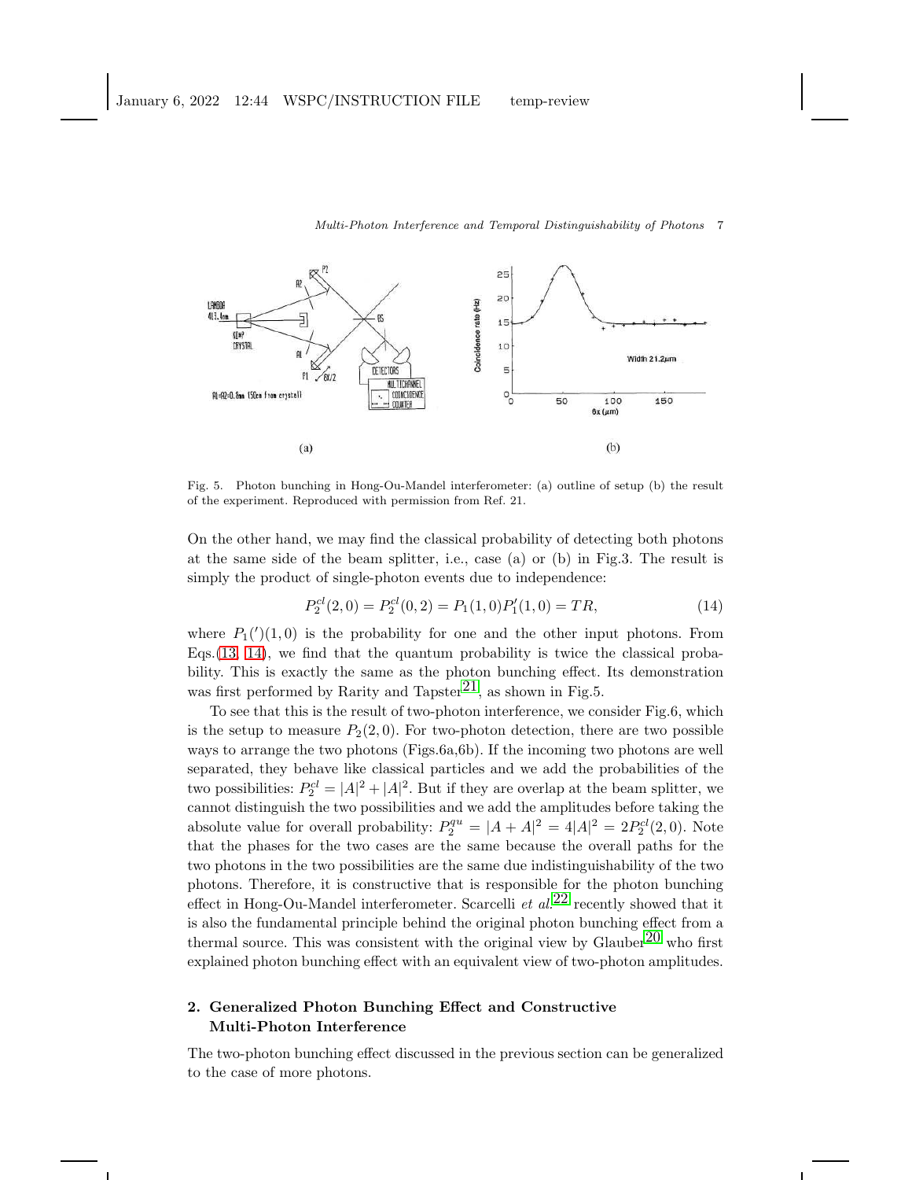Fig. 5. Photon bunching in Hong-Ou-Mandel interferometer: (a) outline of setup (b) the result of the experiment. Reproduced with permission from Ref. 21.

On the other hand, we may find the classical probability of detecting both photons at the same side of the beam splitter, i.e., case (a) or (b) in Fig.3. The result is simply the product of single-photon events due to independence:

$$P_2^{cl}(2,0) = P_2^{cl}(0,2) = P_1(1,0)P_1'(1,0) = TR, \tag{14}$$

where $P_1(')(1,0)$ is the probability for one and the other input photons. From Eqs.(13, 14), we find that the quantum probability is twice the classical probability. This is exactly the same as the photon bunching effect. Its demonstration was first performed by Rarity and Tapster[21], as shown in Fig.5.

To see that this is the result of two-photon interference, we consider Fig.6, which is the setup to measure $P_2(2,0)$. For two-photon detection, there are two possible ways to arrange the two photons (Figs.6a,6b). If the incoming two photons are well separated, they behave like classical particles and we add the probabilities of the two possibilities: $P_2^{cl} = |A|^2 + |A|^2$. But if they are overlap at the beam splitter, we cannot distinguish the two possibilities and we add the amplitudes before taking the absolute value for overall probability: $P_2^{qu} = |A + A|^2 = 4|A|^2 = 2P_2^{cl}(2,0)$. Note that the phases for the two cases are the same because the overall paths for the two photons in the two possibilities are the same due indistinguishability of the two photons. Therefore, it is constructive that is responsible for the photon bunching effect in Hong-Ou-Mandel interferometer. Scarcelli *et al.*[22] recently showed that it is also the fundamental principle behind the original photon bunching effect from a thermal source. This was consistent with the original view by Glauber[20] who first explained photon bunching effect with an equivalent view of two-photon amplitudes.

## 2. Generalized Photon Bunching Effect and Constructive Multi-Photon Interference

The two-photon bunching effect discussed in the previous section can be generalized to the case of more photons.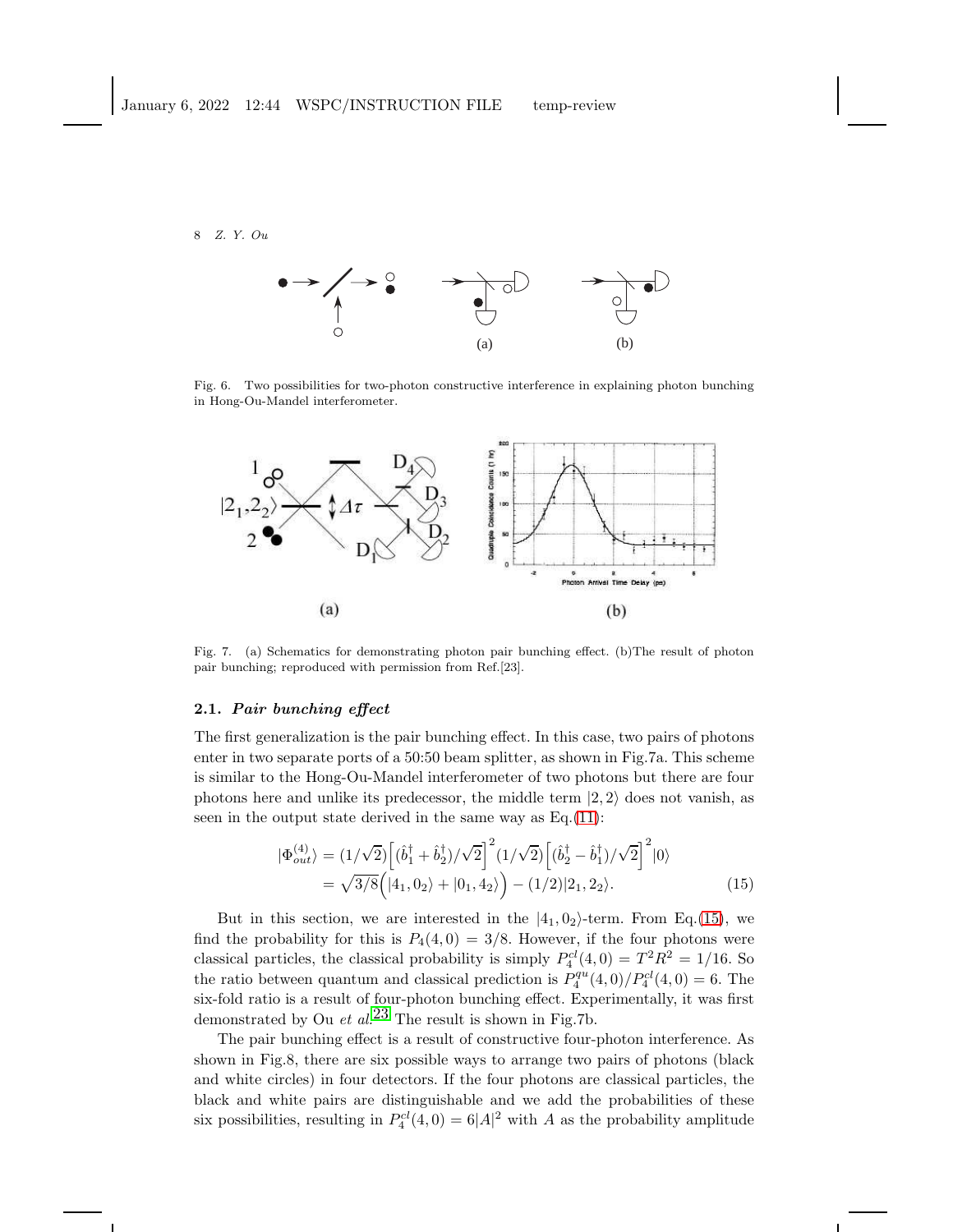Fig. 6. Two possibilities for two-photon constructive interference in explaining photon bunching in Hong-Ou-Mandel interferometer.

Fig. 7. (a) Schematics for demonstrating photon pair bunching effect. (b)The result of photon pair bunching; reproduced with permission from Ref.[23].

### 2.1. *Pair bunching effect*

The first generalization is the pair bunching effect. In this case, two pairs of photons enter in two separate ports of a 50:50 beam splitter, as shown in Fig.7a. This scheme is similar to the Hong-Ou-Mandel interferometer of two photons but there are four photons here and unlike its predecessor, the middle term $|2,2\rangle$ does not vanish, as seen in the output state derived in the same way as Eq.(11):

$$
\begin{aligned}
|\Phi^{(4)}_{out}\rangle &= (1/\sqrt{2})\Big[(\hat{b}^\dagger_1 + \hat{b}^\dagger_2)/\sqrt{2}\Big]^2 (1/\sqrt{2})\Big[(\hat{b}^\dagger_2 - \hat{b}^\dagger_1)/\sqrt{2}\Big]^2 |0\rangle \\
&= \sqrt{3/8}\Big(|4_1, 0_2\rangle + |0_1, 4_2\rangle\Big) - (1/2)|2_1, 2_2\rangle. \qquad (15)
\end{aligned}
$$

But in this section, we are interested in the $|4_1, 0_2\rangle$-term. From Eq.(15), we find the probability for this is $P_4(4,0) = 3/8$. However, if the four photons were classical particles, the classical probability is simply $P_4^{cl}(4,0) = T^2R^2 = 1/16$. So the ratio between quantum and classical prediction is $P_4^{qu}(4,0)/P_4^{cl}(4,0) = 6$. The six-fold ratio is a result of four-photon bunching effect. Experimentally, it was first demonstrated by Ou *et al.*[23] The result is shown in Fig.7b.

The pair bunching effect is a result of constructive four-photon interference. As shown in Fig.8, there are six possible ways to arrange two pairs of photons (black and white circles) in four detectors. If the four photons are classical particles, the black and white pairs are distinguishable and we add the probabilities of these six possibilities, resulting in $P_4^{cl}(4,0) = 6|A|^2$ with $A$ as the probability amplitude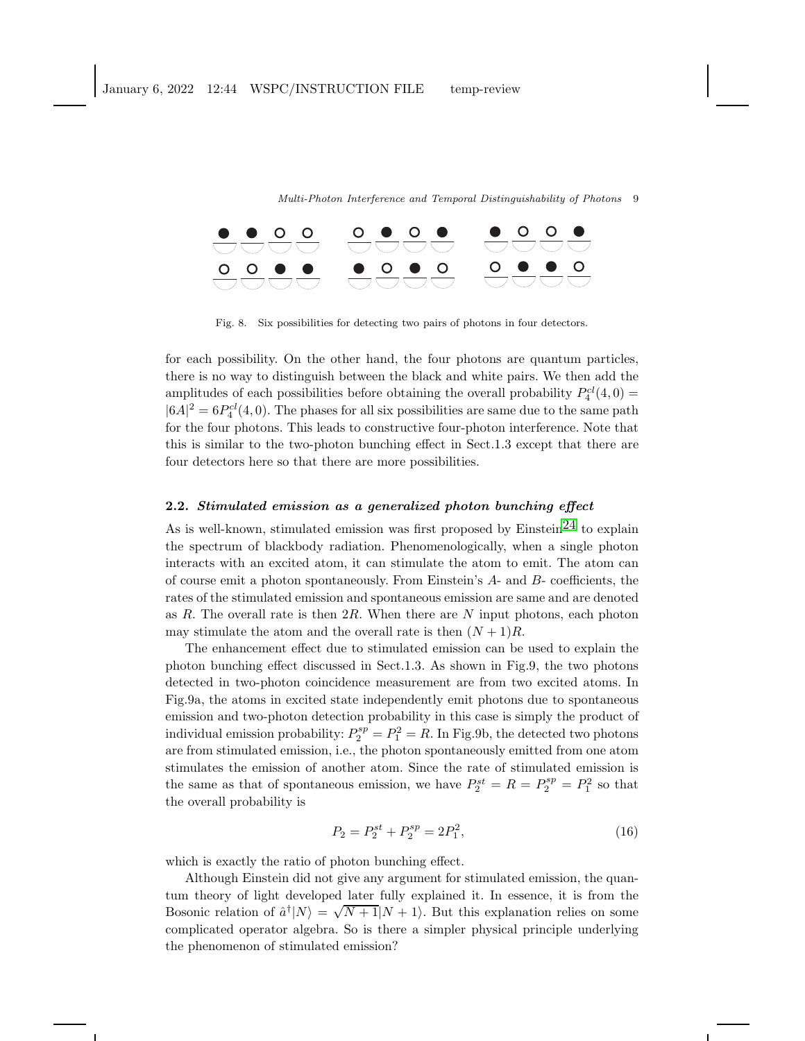Fig. 8. Six possibilities for detecting two pairs of photons in four detectors.

for each possibility. On the other hand, the four photons are quantum particles, there is no way to distinguish between the black and white pairs. We then add the amplitudes of each possibilities before obtaining the overall probability $P_4^{cl}(4,0) = |6A|^2 = 6P_4^{cl}(4,0)$. The phases for all six possibilities are same due to the same path for the four photons. This leads to constructive four-photon interference. Note that this is similar to the two-photon bunching effect in Sect.1.3 except that there are four detectors here so that there are more possibilities.

### 2.2. *Stimulated emission as a generalized photon bunching effect*

As is well-known, stimulated emission was first proposed by Einstein[24] to explain the spectrum of blackbody radiation. Phenomenologically, when a single photon interacts with an excited atom, it can stimulate the atom to emit. The atom can of course emit a photon spontaneously. From Einstein's $A$- and $B$- coefficients, the rates of the stimulated emission and spontaneous emission are same and are denoted as $R$. The overall rate is then $2R$. When there are $N$ input photons, each photon may stimulate the atom and the overall rate is then $(N+1)R$.

The enhancement effect due to stimulated emission can be used to explain the photon bunching effect discussed in Sect.1.3. As shown in Fig.9, the two photons detected in two-photon coincidence measurement are from two excited atoms. In Fig.9a, the atoms in excited state independently emit photons due to spontaneous emission and two-photon detection probability in this case is simply the product of individual emission probability: $P_2^{sp} = P_1^2 = R$. In Fig.9b, the detected two photons are from stimulated emission, i.e., the photon spontaneously emitted from one atom stimulates the emission of another atom. Since the rate of stimulated emission is the same as that of spontaneous emission, we have $P_2^{st} = R = P_2^{sp} = P_1^2$ so that the overall probability is

$$P_2 = P_2^{st} + P_2^{sp} = 2P_1^2, \tag{16}$$

which is exactly the ratio of photon bunching effect.

Although Einstein did not give any argument for stimulated emission, the quantum theory of light developed later fully explained it. In essence, it is from the Bosonic relation of $\hat{a}^\dagger|N\rangle = \sqrt{N+1}|N+1\rangle$. But this explanation relies on some complicated operator algebra. So is there a simpler physical principle underlying the phenomenon of stimulated emission?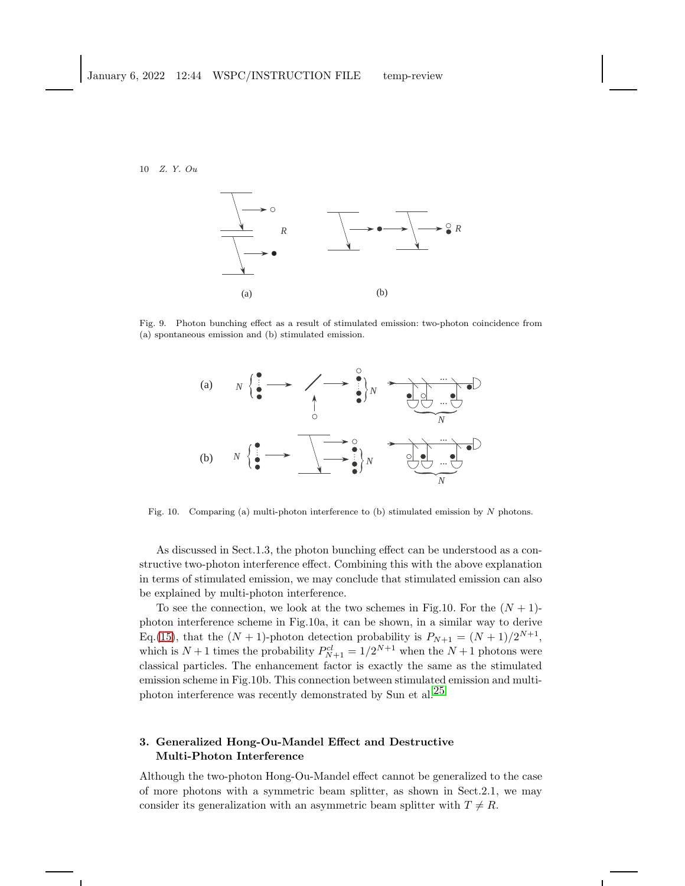Fig. 9. Photon bunching effect as a result of stimulated emission: two-photon coincidence from (a) spontaneous emission and (b) stimulated emission.

Fig. 10. Comparing (a) multi-photon interference to (b) stimulated emission by $N$ photons.

As discussed in Sect.1.3, the photon bunching effect can be understood as a constructive two-photon interference effect. Combining this with the above explanation in terms of stimulated emission, we may conclude that stimulated emission can also be explained by multi-photon interference.

To see the connection, we look at the two schemes in Fig.10. For the $(N+1)$-photon interference scheme in Fig.10a, it can be shown, in a similar way to derive Eq.(15), that the $(N+1)$-photon detection probability is $P_{N+1} = (N+1)/2^{N+1}$, which is $N+1$ times the probability $P^{cl}_{N+1} = 1/2^{N+1}$ when the $N+1$ photons were classical particles. The enhancement factor is exactly the same as the stimulated emission scheme in Fig.10b. This connection between stimulated emission and multi-photon interference was recently demonstrated by Sun et al.[25]

## 3. Generalized Hong-Ou-Mandel Effect and Destructive Multi-Photon Interference

Although the two-photon Hong-Ou-Mandel effect cannot be generalized to the case of more photons with a symmetric beam splitter, as shown in Sect.2.1, we may consider its generalization with an asymmetric beam splitter with $T \neq R$.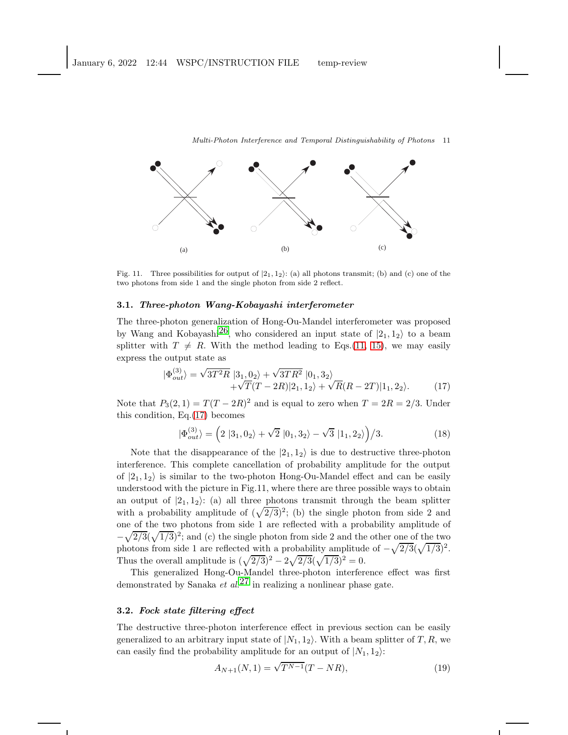Fig. 11. Three possibilities for output of $|2_1, 1_2\rangle$: (a) all photons transmit; (b) and (c) one of the two photons from side 1 and the single photon from side 2 reflect.

### 3.1. *Three-photon Wang-Kobayashi interferometer*

The three-photon generalization of Hong-Ou-Mandel interferometer was proposed by Wang and Kobayashi[26], who considered an input state of $|2_1, 1_2\rangle$ to a beam splitter with $T \neq R$. With the method leading to Eqs.(11, 15), we may easily express the output state as

$$|\Phi^{(3)}_{out}\rangle = \sqrt{3T^2R}\;|3_1, 0_2\rangle + \sqrt{3TR^2}\;|0_1, 3_2\rangle \\ +\sqrt{T}(T-2R)|2_1, 1_2\rangle + \sqrt{R}(R-2T)|1_1, 2_2\rangle. \tag{17}$$

Note that $P_3(2,1) = T(T-2R)^2$ and is equal to zero when $T = 2R = 2/3$. Under this condition, Eq.(17) becomes

$$|\Phi^{(3)}_{out}\rangle = \Big(2\;|3_1, 0_2\rangle + \sqrt{2}\;|0_1, 3_2\rangle - \sqrt{3}\;|1_1, 2_2\rangle\Big)/3. \tag{18}$$

Note that the disappearance of the $|2_1, 1_2\rangle$ is due to destructive three-photon interference. This complete cancellation of probability amplitude for the output of $|2_1, 1_2\rangle$ is similar to the two-photon Hong-Ou-Mandel effect and can be easily understood with the picture in Fig.11, where there are three possible ways to obtain an output of $|2_1, 1_2\rangle$: (a) all three photons transmit through the beam splitter with a probability amplitude of $(\sqrt{2/3})^2$; (b) the single photon from side 2 and one of the two photons from side 1 are reflected with a probability amplitude of $-\sqrt{2/3}(\sqrt{1/3})^2$; and (c) the single photon from side 2 and the other one of the two photons from side 1 are reflected with a probability amplitude of $-\sqrt{2/3}(\sqrt{1/3})^2$. Thus the overall amplitude is $(\sqrt{2/3})^2 - 2\sqrt{2/3}(\sqrt{1/3})^2 = 0$.

This generalized Hong-Ou-Mandel three-photon interference effect was first demonstrated by Sanaka *et al.*[27] in realizing a nonlinear phase gate.

### 3.2. *Fock state filtering effect*

The destructive three-photon interference effect in previous section can be easily generalized to an arbitrary input state of $|N_1, 1_2\rangle$. With a beam splitter of $T, R$, we can easily find the probability amplitude for an output of $|N_1, 1_2\rangle$:

$$A_{N+1}(N,1) = \sqrt{T^{N-1}}(T - NR), \tag{19}$$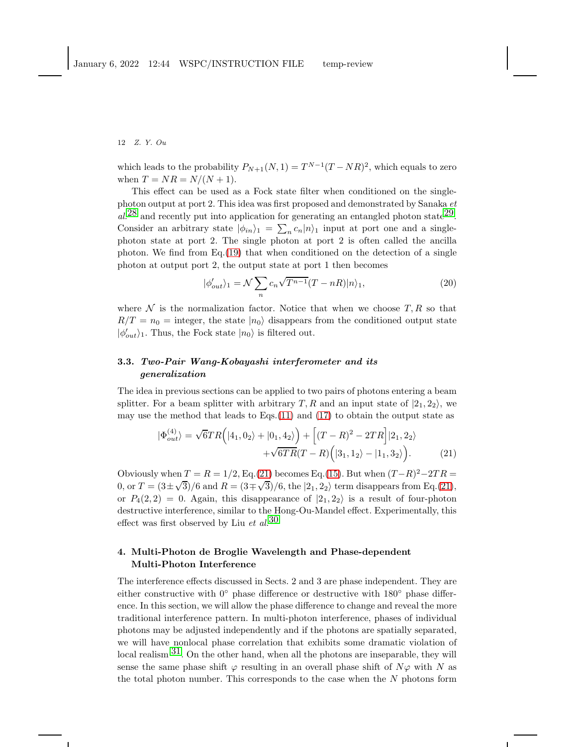which leads to the probability $P_{N+1}(N,1) = T^{N-1}(T - NR)^2$, which equals to zero when $T = NR = N/(N+1)$.

This effect can be used as a Fock state filter when conditioned on the single-photon output at port 2. This idea was first proposed and demonstrated by Sanaka *et al.*[28] and recently put into application for generating an entangled photon state[29]. Consider an arbitrary state $|\phi_{in}\rangle_1 = \sum_n c_n |n\rangle_1$ input at port one and a single-photon state at port 2. The single photon at port 2 is often called the ancilla photon. We find from Eq.(19) that when conditioned on the detection of a single photon at output port 2, the output state at port 1 then becomes

$$|\phi'_{out}\rangle_1 = \mathcal{N} \sum_n c_n \sqrt{T^{n-1}}(T - nR)|n\rangle_1, \tag{20}$$

where $\mathcal{N}$ is the normalization factor. Notice that when we choose $T, R$ so that $R/T = n_0 =$ integer, the state $|n_0\rangle$ disappears from the conditioned output state $|\phi'_{out}\rangle_1$. Thus, the Fock state $|n_0\rangle$ is filtered out.

### 3.3. *Two-Pair Wang-Kobayashi interferometer and its generalization*

The idea in previous sections can be applied to two pairs of photons entering a beam splitter. For a beam splitter with arbitrary $T, R$ and an input state of $|2_1, 2_2\rangle$, we may use the method that leads to Eqs.(11) and (17) to obtain the output state as

$$\begin{aligned}|\Phi^{(4)}_{out}\rangle = \sqrt{6}TR\Big(|4_1, 0_2\rangle + |0_1, 4_2\rangle\Big) + \Big[(T-R)^2 - 2TR\Big]|2_1, 2_2\rangle \\ + \sqrt{6TR}(T-R)\Big(|3_1, 1_2\rangle - |1_1, 3_2\rangle\Big).\end{aligned} \tag{21}$$

Obviously when $T = R = 1/2$, Eq.(21) becomes Eq.(15). But when $(T-R)^2 - 2TR = 0$, or $T = (3 \pm \sqrt{3})/6$ and $R = (3 \mp \sqrt{3})/6$, the $|2_1, 2_2\rangle$ term disappears from Eq.(21), or $P_4(2,2) = 0$. Again, this disappearance of $|2_1, 2_2\rangle$ is a result of four-photon destructive interference, similar to the Hong-Ou-Mandel effect. Experimentally, this effect was first observed by Liu *et al.*[30]

## 4. Multi-Photon de Broglie Wavelength and Phase-dependent Multi-Photon Interference

The interference effects discussed in Sects. 2 and 3 are phase independent. They are either constructive with 0° phase difference or destructive with 180° phase difference. In this section, we will allow the phase difference to change and reveal the more traditional interference pattern. In multi-photon interference, phases of individual photons may be adjusted independently and if the photons are spatially separated, we will have nonlocal phase correlation that exhibits some dramatic violation of local realism[31]. On the other hand, when all the photons are inseparable, they will sense the same phase shift $\varphi$ resulting in an overall phase shift of $N\varphi$ with $N$ as the total photon number. This corresponds to the case when the $N$ photons form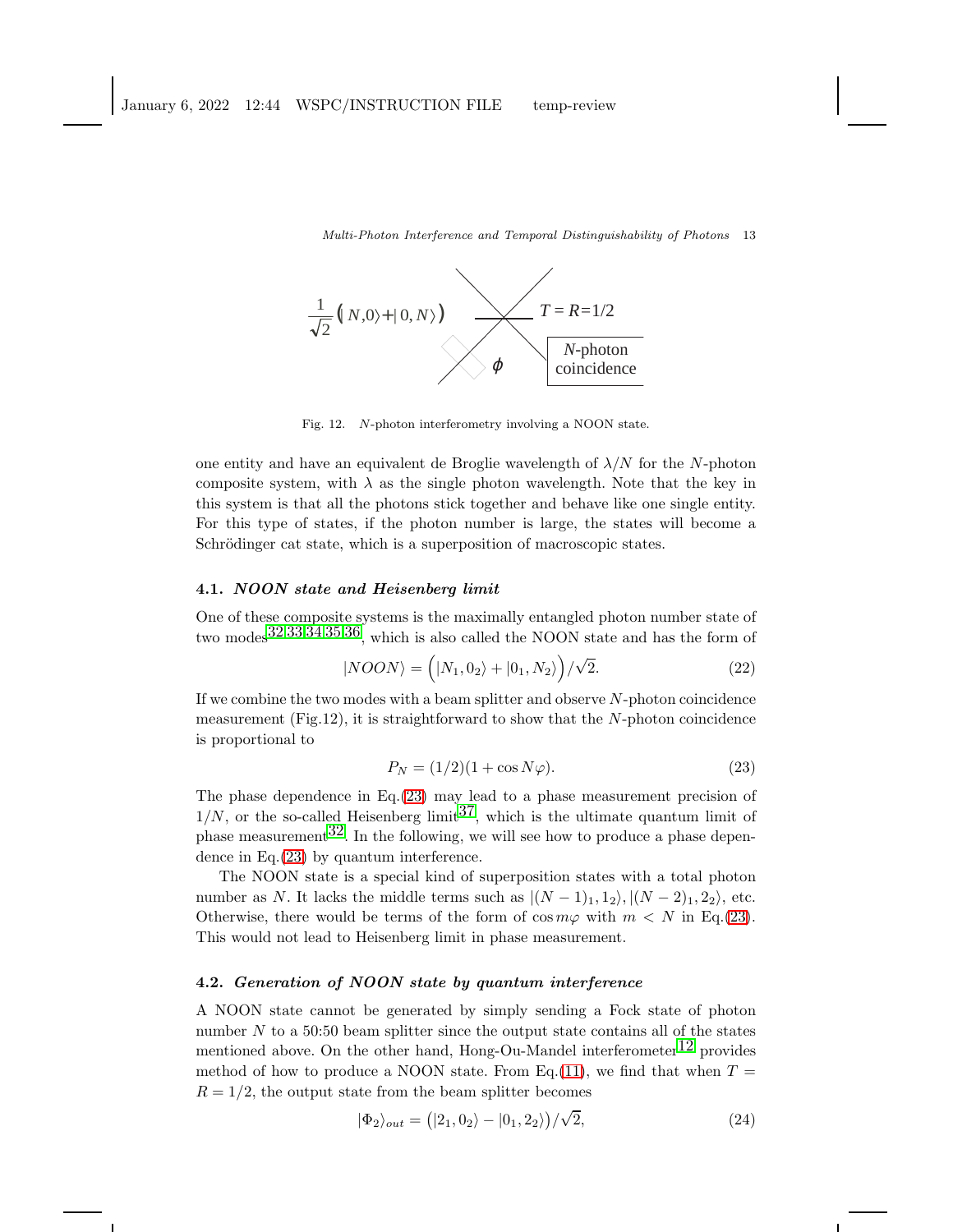Fig. 12. $N$-photon interferometry involving a NOON state.

one entity and have an equivalent de Broglie wavelength of $\lambda/N$ for the $N$-photon composite system, with $\lambda$ as the single photon wavelength. Note that the key in this system is that all the photons stick together and behave like one single entity. For this type of states, if the photon number is large, the states will become a Schrödinger cat state, which is a superposition of macroscopic states.

### 4.1. *NOON state and Heisenberg limit*

One of these composite systems is the maximally entangled photon number state of two modes[32,33,34,35,36], which is also called the NOON state and has the form of

$$|NOON\rangle = \Big(|N_1, 0_2\rangle + |0_1, N_2\rangle\Big)/\sqrt{2}. \tag{22}$$

If we combine the two modes with a beam splitter and observe $N$-photon coincidence measurement (Fig.12), it is straightforward to show that the $N$-photon coincidence is proportional to

$$P_N = (1/2)(1 + \cos N\varphi). \tag{23}$$

The phase dependence in Eq.(23) may lead to a phase measurement precision of $1/N$, or the so-called Heisenberg limit[37], which is the ultimate quantum limit of phase measurement[32]. In the following, we will see how to produce a phase dependence in Eq.(23) by quantum interference.

The NOON state is a special kind of superposition states with a total photon number as $N$. It lacks the middle terms such as $|(N-1)_1, 1_2\rangle, |(N-2)_1, 2_2\rangle$, etc. Otherwise, there would be terms of the form of $\cos m\varphi$ with $m < N$ in Eq.(23). This would not lead to Heisenberg limit in phase measurement.

### 4.2. *Generation of NOON state by quantum interference*

A NOON state cannot be generated by simply sending a Fock state of photon number $N$ to a 50:50 beam splitter since the output state contains all of the states mentioned above. On the other hand, Hong-Ou-Mandel interferometer[12] provides method of how to produce a NOON state. From Eq.(11), we find that when $T = R = 1/2$, the output state from the beam splitter becomes

$$|\Phi_2\rangle_{out} = \big(|2_1, 0_2\rangle - |0_1, 2_2\rangle\big)/\sqrt{2}, \tag{24}$$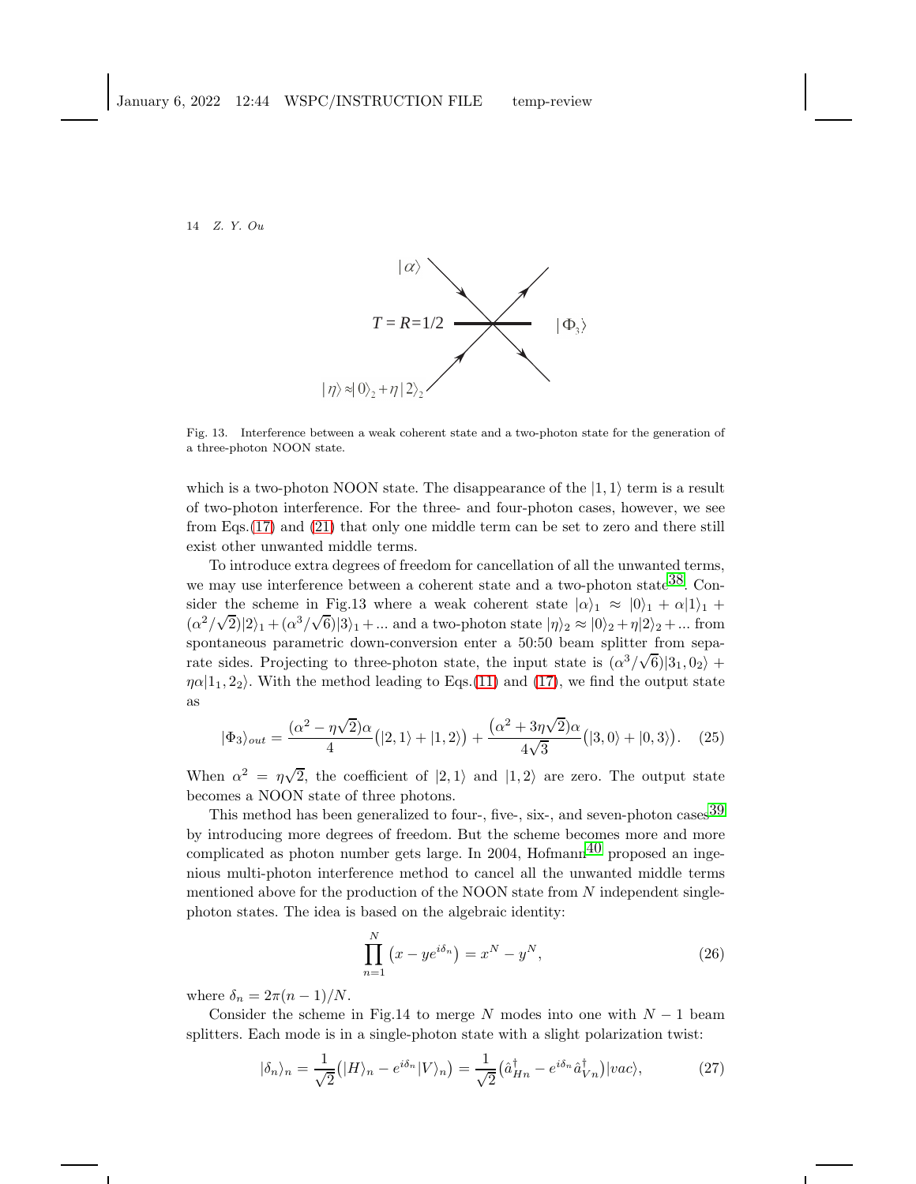Fig. 13. Interference between a weak coherent state and a two-photon state for the generation of a three-photon NOON state.

which is a two-photon NOON state. The disappearance of the $|1,1\rangle$ term is a result of two-photon interference. For the three- and four-photon cases, however, we see from Eqs.(17) and (21) that only one middle term can be set to zero and there still exist other unwanted middle terms.

To introduce extra degrees of freedom for cancellation of all the unwanted terms, we may use interference between a coherent state and a two-photon state[38]. Consider the scheme in Fig.13 where a weak coherent state $|\alpha\rangle_1 \approx |0\rangle_1 + \alpha|1\rangle_1 + (\alpha^2/\sqrt{2})|2\rangle_1 + (\alpha^3/\sqrt{6})|3\rangle_1 + ...$ and a two-photon state $|\eta\rangle_2 \approx |0\rangle_2 + \eta|2\rangle_2 + ...$ from spontaneous parametric down-conversion enter a 50:50 beam splitter from separate sides. Projecting to three-photon state, the input state is $(\alpha^3/\sqrt{6})|3_1, 0_2\rangle + \eta\alpha|1_1, 2_2\rangle$. With the method leading to Eqs.(11) and (17), we find the output state as

$$|\Phi_3\rangle_{out} = \frac{(\alpha^2 - \eta\sqrt{2})\alpha}{4}\big(|2,1\rangle + |1,2\rangle\big) + \frac{\big(\alpha^2 + 3\eta\sqrt{2}\big)\alpha}{4\sqrt{3}}\big(|3,0\rangle + |0,3\rangle\big). \quad (25)$$

When $\alpha^2 = \eta\sqrt{2}$, the coefficient of $|2,1\rangle$ and $|1,2\rangle$ are zero. The output state becomes a NOON state of three photons.

This method has been generalized to four-, five-, six-, and seven-photon cases[39] by introducing more degrees of freedom. But the scheme becomes more and more complicated as photon number gets large. In 2004, Hofmann[40] proposed an ingenious multi-photon interference method to cancel all the unwanted middle terms mentioned above for the production of the NOON state from $N$ independent single-photon states. The idea is based on the algebraic identity:

$$\prod_{n=1}^{N} \big(x - ye^{i\delta_n}\big) = x^N - y^N, \quad (26)$$

where $\delta_n = 2\pi(n-1)/N$.

Consider the scheme in Fig.14 to merge $N$ modes into one with $N-1$ beam splitters. Each mode is in a single-photon state with a slight polarization twist:

$$|\delta_n\rangle_n = \frac{1}{\sqrt{2}}\big(|H\rangle_n - e^{i\delta_n}|V\rangle_n\big) = \frac{1}{\sqrt{2}}\big(\hat{a}^\dagger_{Hn} - e^{i\delta_n}\hat{a}^\dagger_{Vn}\big)|vac\rangle, \quad (27)$$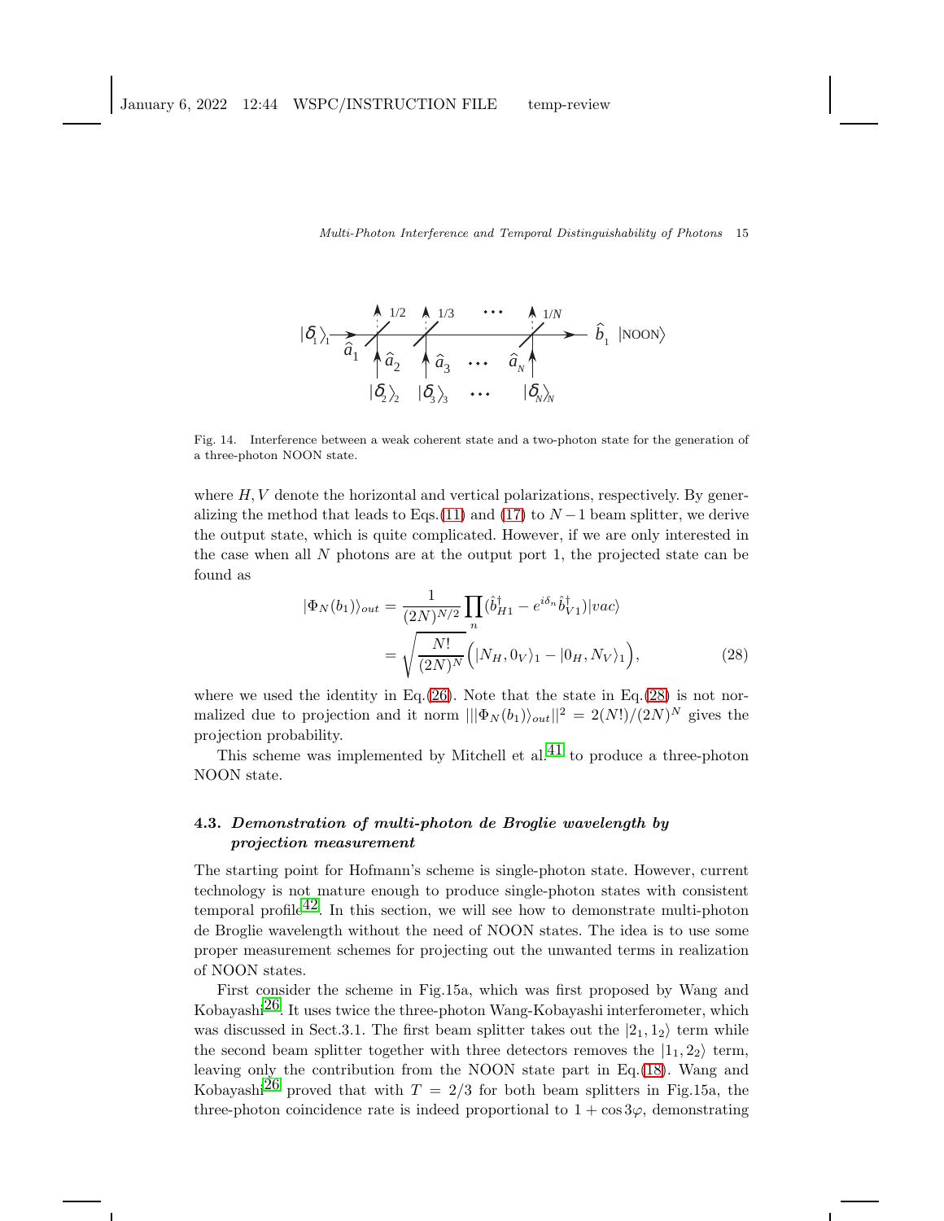Fig. 14. Interference between a weak coherent state and a two-photon state for the generation of a three-photon NOON state.

where $H, V$ denote the horizontal and vertical polarizations, respectively. By generalizing the method that leads to Eqs.(11) and (17) to $N-1$ beam splitter, we derive the output state, which is quite complicated. However, if we are only interested in the case when all $N$ photons are at the output port 1, the projected state can be found as

$$
\begin{aligned}
|\Phi_N(b_1)\rangle_{out} &= \frac{1}{(2N)^{N/2}} \prod_n (\hat{b}^\dagger_{H1} - e^{i\delta_n} \hat{b}^\dagger_{V1}) |vac\rangle \\
&= \sqrt{\frac{N!}{(2N)^N}} \Big( |N_H, 0_V\rangle_1 - |0_H, N_V\rangle_1 \Big), \qquad (28)
\end{aligned}
$$

where we used the identity in Eq.(26). Note that the state in Eq.(28) is not normalized due to projection and it norm $|||\Phi_N(b_1)\rangle_{out}||^2 = 2(N!)/(2N)^N$ gives the projection probability.

This scheme was implemented by Mitchell et al.[41] to produce a three-photon NOON state.

### 4.3. *Demonstration of multi-photon de Broglie wavelength by projection measurement*

The starting point for Hofmann's scheme is single-photon state. However, current technology is not mature enough to produce single-photon states with consistent temporal profile[42]. In this section, we will see how to demonstrate multi-photon de Broglie wavelength without the need of NOON states. The idea is to use some proper measurement schemes for projecting out the unwanted terms in realization of NOON states.

First consider the scheme in Fig.15a, which was first proposed by Wang and Kobayashi[26]. It uses twice the three-photon Wang-Kobayashi interferometer, which was discussed in Sect.3.1. The first beam splitter takes out the $|2_1, 1_2\rangle$ term while the second beam splitter together with three detectors removes the $|1_1, 2_2\rangle$ term, leaving only the contribution from the NOON state part in Eq.(18). Wang and Kobayashi[26] proved that with $T = 2/3$ for both beam splitters in Fig.15a, the three-photon coincidence rate is indeed proportional to $1 + \cos 3\varphi$, demonstrating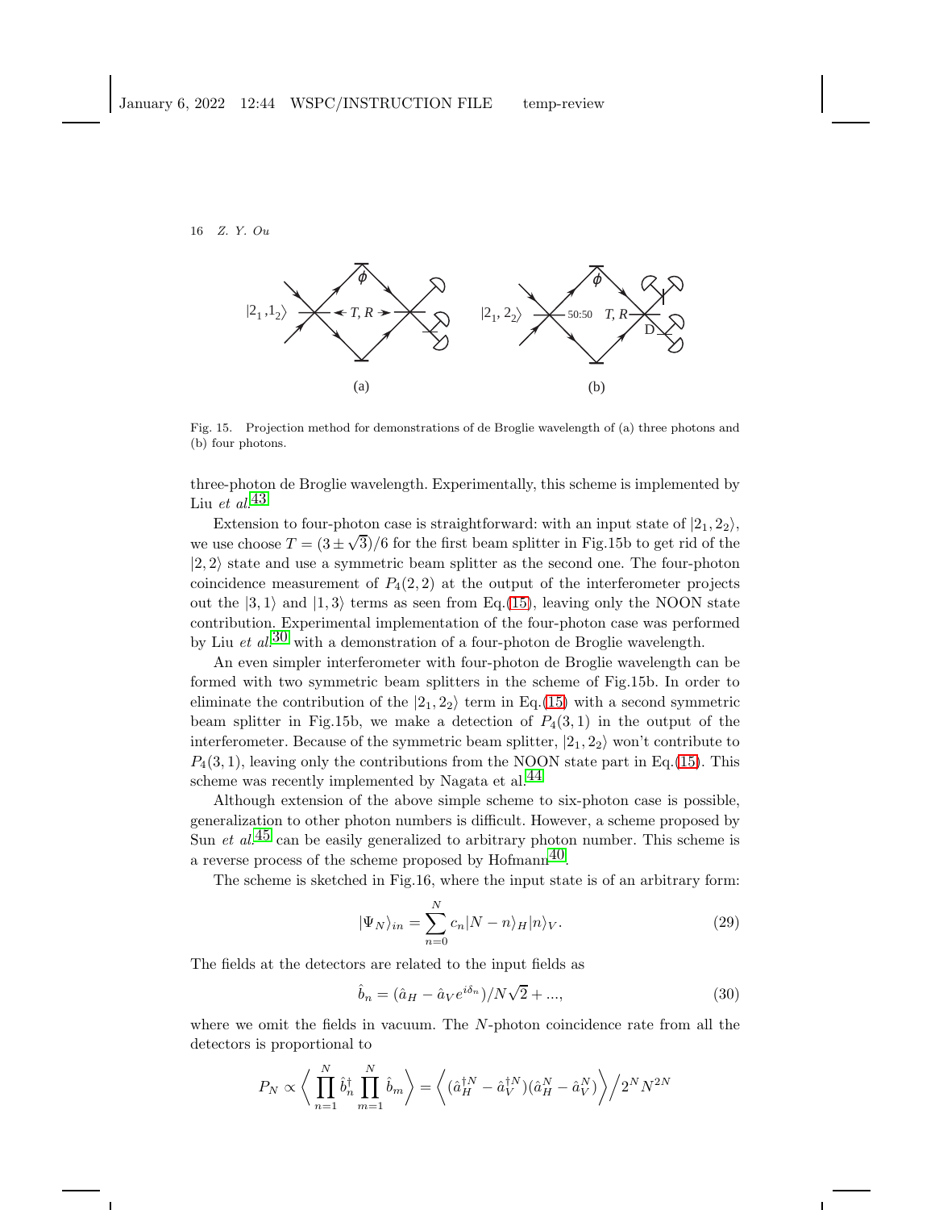Fig. 15. Projection method for demonstrations of de Broglie wavelength of (a) three photons and (b) four photons.

three-photon de Broglie wavelength. Experimentally, this scheme is implemented by Liu *et al.*[43]

Extension to four-photon case is straightforward: with an input state of $|2_1, 2_2\rangle$, we use choose $T = (3 \pm \sqrt{3})/6$ for the first beam splitter in Fig.15b to get rid of the $|2, 2\rangle$ state and use a symmetric beam splitter as the second one. The four-photon coincidence measurement of $P_4(2, 2)$ at the output of the interferometer projects out the $|3, 1\rangle$ and $|1, 3\rangle$ terms as seen from Eq.(15), leaving only the NOON state contribution. Experimental implementation of the four-photon case was performed by Liu *et al.*[30] with a demonstration of a four-photon de Broglie wavelength.

An even simpler interferometer with four-photon de Broglie wavelength can be formed with two symmetric beam splitters in the scheme of Fig.15b. In order to eliminate the contribution of the $|2_1, 2_2\rangle$ term in Eq.(15) with a second symmetric beam splitter in Fig.15b, we make a detection of $P_4(3, 1)$ in the output of the interferometer. Because of the symmetric beam splitter, $|2_1, 2_2\rangle$ won't contribute to $P_4(3, 1)$, leaving only the contributions from the NOON state part in Eq.(15). This scheme was recently implemented by Nagata et al.[44]

Although extension of the above simple scheme to six-photon case is possible, generalization to other photon numbers is difficult. However, a scheme proposed by Sun *et al.*[45] can be easily generalized to arbitrary photon number. This scheme is a reverse process of the scheme proposed by Hofmann[40].

The scheme is sketched in Fig.16, where the input state is of an arbitrary form:

$$|\Psi_N\rangle_{in} = \sum_{n=0}^{N} c_n |N - n\rangle_H |n\rangle_V. \tag{29}$$

The fields at the detectors are related to the input fields as

$$\hat{b}_n = (\hat{a}_H - \hat{a}_V e^{i\delta_n})/N\sqrt{2} + ..., \tag{30}$$

where we omit the fields in vacuum. The $N$-photon coincidence rate from all the detectors is proportional to

$$P_N \propto \Big\langle \prod_{n=1}^{N} \hat{b}_n^\dagger \prod_{m=1}^{N} \hat{b}_m \Big\rangle = \Big\langle (\hat{a}_H^{\dagger N} - \hat{a}_V^{\dagger N})(\hat{a}_H^N - \hat{a}_V^N) \Big\rangle \Big/ 2^N N^{2N}$$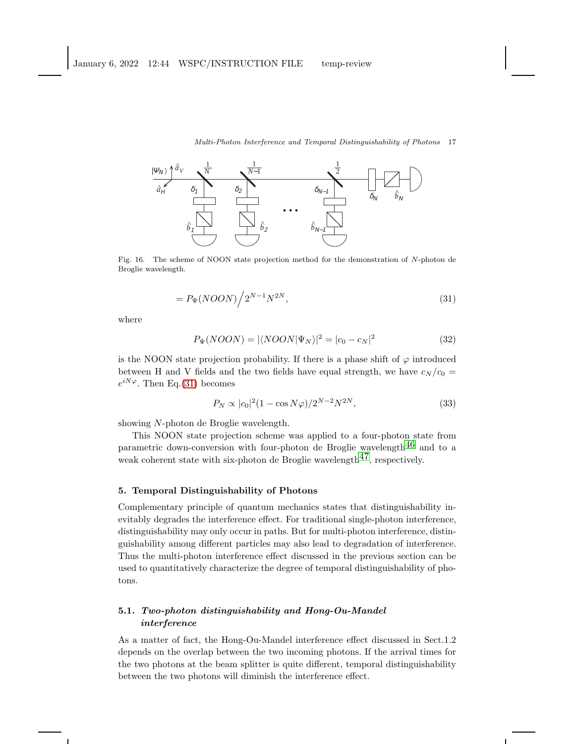Fig. 16. The scheme of NOON state projection method for the demonstration of $N$-photon de Broglie wavelength.

$$= P_{\Psi}(NOON) \Big/ 2^{N-1} N^{2N}, \tag{31}$$

where

$$P_{\Psi}(NOON) = |\langle NOON|\Psi_N\rangle|^2 = |c_0 - c_N|^2 \tag{32}$$

is the NOON state projection probability. If there is a phase shift of $\varphi$ introduced between H and V fields and the two fields have equal strength, we have $c_N/c_0 = e^{iN\varphi}$. Then Eq.(31) becomes

$$P_N \propto |c_0|^2(1 - \cos N\varphi)/2^{N-2}N^{2N}, \tag{33}$$

showing $N$-photon de Broglie wavelength.

This NOON state projection scheme was applied to a four-photon state from parametric down-conversion with four-photon de Broglie wavelength[46] and to a weak coherent state with six-photon de Broglie wavelength[47], respectively.

## 5. Temporal Distinguishability of Photons

Complementary principle of quantum mechanics states that distinguishability inevitably degrades the interference effect. For traditional single-photon interference, distinguishability may only occur in paths. But for multi-photon interference, distinguishability among different particles may also lead to degradation of interference. Thus the multi-photon interference effect discussed in the previous section can be used to quantitatively characterize the degree of temporal distinguishability of photons.

### 5.1. *Two-photon distinguishability and Hong-Ou-Mandel interference*

As a matter of fact, the Hong-Ou-Mandel interference effect discussed in Sect.1.2 depends on the overlap between the two incoming photons. If the arrival times for the two photons at the beam splitter is quite different, temporal distinguishability between the two photons will diminish the interference effect.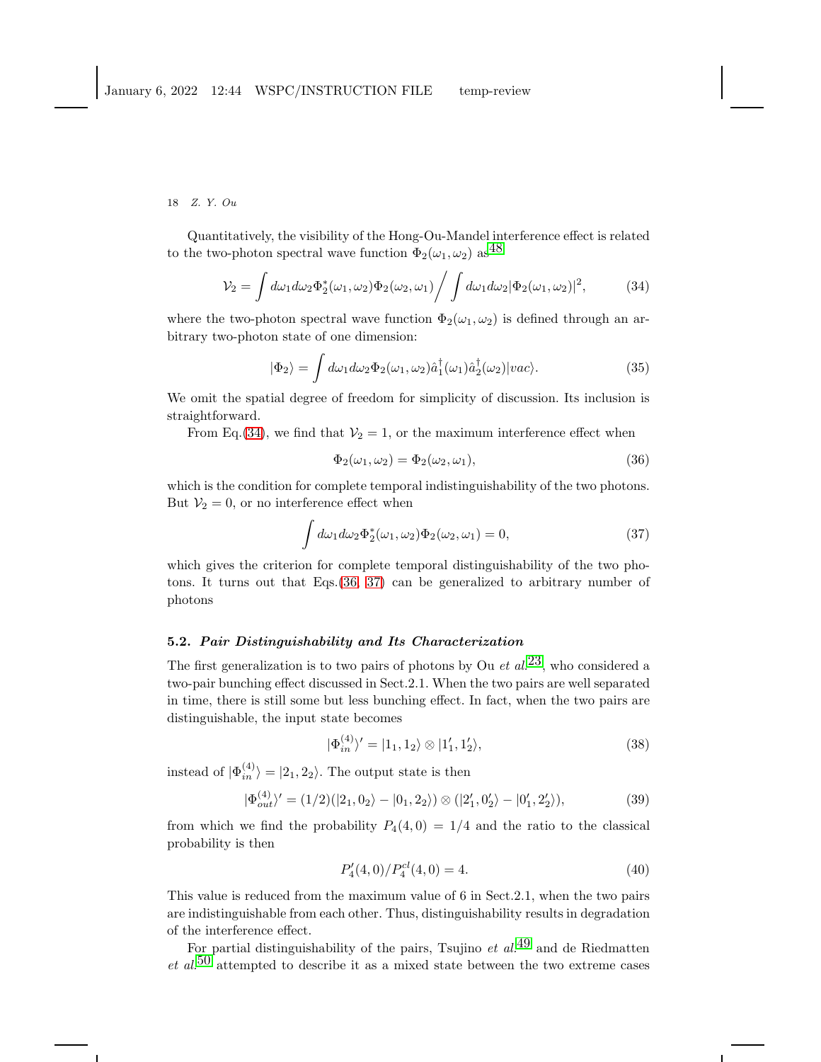Quantitatively, the visibility of the Hong-Ou-Mandel interference effect is related to the two-photon spectral wave function $\Phi_2(\omega_1, \omega_2)$ as[48]

$$\mathcal{V}_2 = \int d\omega_1 d\omega_2 \Phi_2^*(\omega_1, \omega_2)\Phi_2(\omega_2, \omega_1) \Big/ \int d\omega_1 d\omega_2 |\Phi_2(\omega_1, \omega_2)|^2, \tag{34}$$

where the two-photon spectral wave function $\Phi_2(\omega_1, \omega_2)$ is defined through an arbitrary two-photon state of one dimension:

$$|\Phi_2\rangle = \int d\omega_1 d\omega_2 \Phi_2(\omega_1, \omega_2)\hat{a}_1^\dagger(\omega_1)\hat{a}_2^\dagger(\omega_2)|vac\rangle. \tag{35}$$

We omit the spatial degree of freedom for simplicity of discussion. Its inclusion is straightforward.

From Eq.(34), we find that $\mathcal{V}_2 = 1$, or the maximum interference effect when

$$\Phi_2(\omega_1, \omega_2) = \Phi_2(\omega_2, \omega_1), \tag{36}$$

which is the condition for complete temporal indistinguishability of the two photons. But $\mathcal{V}_2 = 0$, or no interference effect when

$$\int d\omega_1 d\omega_2 \Phi_2^*(\omega_1, \omega_2)\Phi_2(\omega_2, \omega_1) = 0, \tag{37}$$

which gives the criterion for complete temporal distinguishability of the two photons. It turns out that Eqs.(36, 37) can be generalized to arbitrary number of photons

### 5.2. *Pair Distinguishability and Its Characterization*

The first generalization is to two pairs of photons by Ou *et al.*[23], who considered a two-pair bunching effect discussed in Sect.2.1. When the two pairs are well separated in time, there is still some but less bunching effect. In fact, when the two pairs are distinguishable, the input state becomes

$$|\Phi_{in}^{(4)}\rangle' = |1_1, 1_2\rangle \otimes |1_1', 1_2'\rangle, \tag{38}$$

instead of $|\Phi_{in}^{(4)}\rangle = |2_1, 2_2\rangle$. The output state is then

$$|\Phi_{out}^{(4)}\rangle' = (1/2)(|2_1, 0_2\rangle - |0_1, 2_2\rangle) \otimes (|2_1', 0_2'\rangle - |0_1', 2_2'\rangle), \tag{39}$$

from which we find the probability $P_4(4,0) = 1/4$ and the ratio to the classical probability is then

$$P_4'(4,0)/P_4^{cl}(4,0) = 4. \tag{40}$$

This value is reduced from the maximum value of 6 in Sect.2.1, when the two pairs are indistinguishable from each other. Thus, distinguishability results in degradation of the interference effect.

For partial distinguishability of the pairs, Tsujino *et al.*[49] and de Riedmatten *et al.*[50] attempted to describe it as a mixed state between the two extreme cases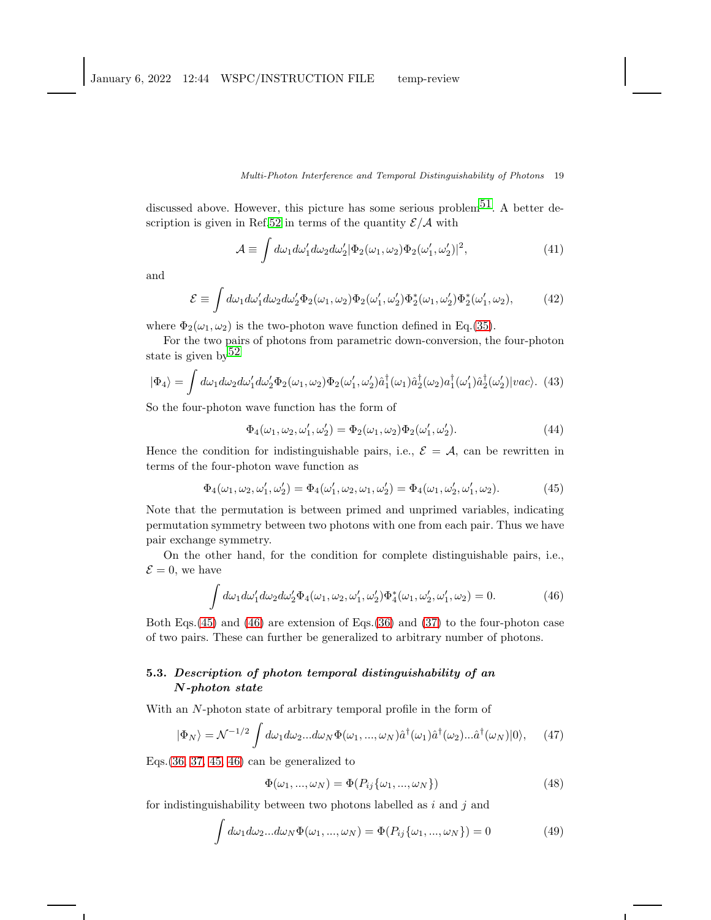discussed above. However, this picture has some serious problem[51]. A better description is given in Ref.[52] in terms of the quantity $\mathcal{E}/\mathcal{A}$ with

$$\mathcal{A} \equiv \int d\omega_1 d\omega_1' d\omega_2 d\omega_2' |\Phi_2(\omega_1,\omega_2)\Phi_2(\omega_1',\omega_2')|^2, \tag{41}$$

and

$$\mathcal{E} \equiv \int d\omega_1 d\omega_1' d\omega_2 d\omega_2' \Phi_2(\omega_1,\omega_2)\Phi_2(\omega_1',\omega_2')\Phi_2^*(\omega_1,\omega_2')\Phi_2^*(\omega_1',\omega_2), \tag{42}$$

where $\Phi_2(\omega_1,\omega_2)$ is the two-photon wave function defined in Eq.(35).

For the two pairs of photons from parametric down-conversion, the four-photon state is given by[52]

$$|\Phi_4\rangle = \int d\omega_1 d\omega_2 d\omega_1' d\omega_2' \Phi_2(\omega_1,\omega_2)\Phi_2(\omega_1',\omega_2')\hat{a}_1^\dagger(\omega_1)\hat{a}_2^\dagger(\omega_2)a_1^\dagger(\omega_1')\hat{a}_2^\dagger(\omega_2')|vac\rangle. \tag{43}$$

So the four-photon wave function has the form of

$$\Phi_4(\omega_1,\omega_2,\omega_1',\omega_2') = \Phi_2(\omega_1,\omega_2)\Phi_2(\omega_1',\omega_2'). \tag{44}$$

Hence the condition for indistinguishable pairs, i.e., $\mathcal{E} = \mathcal{A}$, can be rewritten in terms of the four-photon wave function as

$$\Phi_4(\omega_1,\omega_2,\omega_1',\omega_2') = \Phi_4(\omega_1',\omega_2,\omega_1,\omega_2') = \Phi_4(\omega_1,\omega_2',\omega_1',\omega_2). \tag{45}$$

Note that the permutation is between primed and unprimed variables, indicating permutation symmetry between two photons with one from each pair. Thus we have pair exchange symmetry.

On the other hand, for the condition for complete distinguishable pairs, i.e., $\mathcal{E} = 0$, we have

$$\int d\omega_1 d\omega_1' d\omega_2 d\omega_2' \Phi_4(\omega_1,\omega_2,\omega_1',\omega_2')\Phi_4^*(\omega_1,\omega_2',\omega_1',\omega_2) = 0. \tag{46}$$

Both Eqs.(45) and (46) are extension of Eqs.(36) and (37) to the four-photon case of two pairs. These can further be generalized to arbitrary number of photons.

### 5.3. *Description of photon temporal distinguishability of an N-photon state*

With an $N$-photon state of arbitrary temporal profile in the form of

$$|\Phi_N\rangle = \mathcal{N}^{-1/2}\int d\omega_1 d\omega_2 ... d\omega_N \Phi(\omega_1,...,\omega_N)\hat{a}^\dagger(\omega_1)\hat{a}^\dagger(\omega_2)...\hat{a}^\dagger(\omega_N)|0\rangle, \tag{47}$$

Eqs.(36, 37, 45, 46) can be generalized to

$$\Phi(\omega_1,...,\omega_N) = \Phi(P_{ij}\{\omega_1,...,\omega_N\}) \tag{48}$$

for indistinguishability between two photons labelled as $i$ and $j$ and

$$\int d\omega_1 d\omega_2 ... d\omega_N \Phi(\omega_1,...,\omega_N) = \Phi(P_{ij}\{\omega_1,...,\omega_N\}) = 0 \tag{49}$$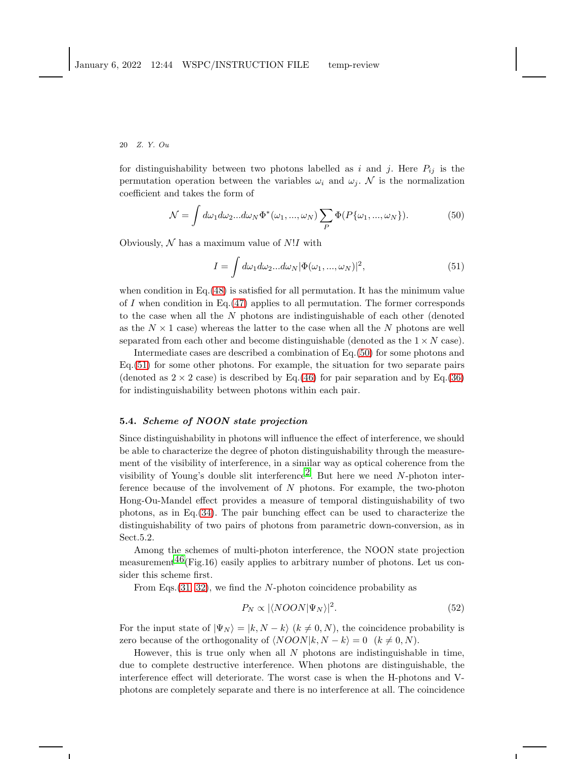for distinguishability between two photons labelled as $i$ and $j$. Here $P_{ij}$ is the permutation operation between the variables $\omega_i$ and $\omega_j$. $\mathcal{N}$ is the normalization coefficient and takes the form of

$$\mathcal{N} = \int d\omega_1 d\omega_2 ... d\omega_N \Phi^*(\omega_1, ..., \omega_N) \sum_P \Phi(P\{\omega_1, ..., \omega_N\}). \tag{50}$$

Obviously, $\mathcal{N}$ has a maximum value of $N!I$ with

$$I = \int d\omega_1 d\omega_2 ... d\omega_N |\Phi(\omega_1, ..., \omega_N)|^2, \tag{51}$$

when condition in Eq.(48) is satisfied for all permutation. It has the minimum value of $I$ when condition in Eq.(47) applies to all permutation. The former corresponds to the case when all the $N$ photons are indistinguishable of each other (denoted as the $N \times 1$ case) whereas the latter to the case when all the $N$ photons are well separated from each other and become distinguishable (denoted as the $1 \times N$ case).

Intermediate cases are described a combination of Eq.(50) for some photons and Eq.(51) for some other photons. For example, the situation for two separate pairs (denoted as $2 \times 2$ case) is described by Eq.(46) for pair separation and by Eq.(36) for indistinguishability between photons within each pair.

### 5.4. *Scheme of NOON state projection*

Since distinguishability in photons will influence the effect of interference, we should be able to characterize the degree of photon distinguishability through the measurement of the visibility of interference, in a similar way as optical coherence from the visibility of Young's double slit interference[2]. But here we need $N$-photon interference because of the involvement of $N$ photons. For example, the two-photon Hong-Ou-Mandel effect provides a measure of temporal distinguishability of two photons, as in Eq.(34). The pair bunching effect can be used to characterize the distinguishability of two pairs of photons from parametric down-conversion, as in Sect.5.2.

Among the schemes of multi-photon interference, the NOON state projection measurement[46](Fig.16) easily applies to arbitrary number of photons. Let us consider this scheme first.

From Eqs.(31, 32), we find the $N$-photon coincidence probability as

$$P_N \propto |\langle NOON|\Psi_N\rangle|^2. \tag{52}$$

For the input state of $|\Psi_N\rangle = |k, N-k\rangle$ $(k \neq 0, N)$, the coincidence probability is zero because of the orthogonality of $\langle NOON|k, N-k\rangle = 0$ $(k \neq 0, N)$.

However, this is true only when all $N$ photons are indistinguishable in time, due to complete destructive interference. When photons are distinguishable, the interference effect will deteriorate. The worst case is when the H-photons and V-photons are completely separate and there is no interference at all. The coincidence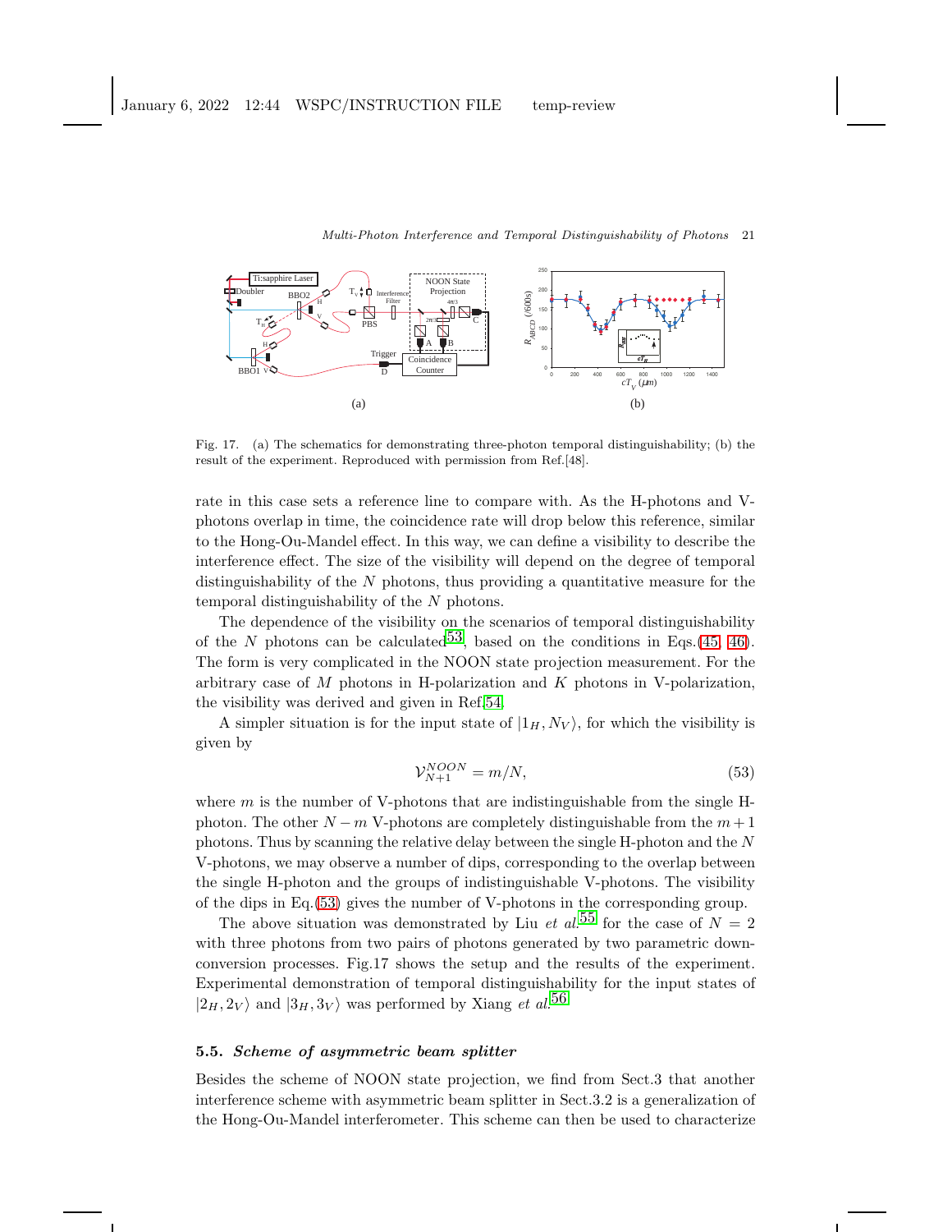Fig. 17. (a) The schematics for demonstrating three-photon temporal distinguishability; (b) the result of the experiment. Reproduced with permission from Ref.[48].

rate in this case sets a reference line to compare with. As the H-photons and V-photons overlap in time, the coincidence rate will drop below this reference, similar to the Hong-Ou-Mandel effect. In this way, we can define a visibility to describe the interference effect. The size of the visibility will depend on the degree of temporal distinguishability of the $N$ photons, thus providing a quantitative measure for the temporal distinguishability of the $N$ photons.

The dependence of the visibility on the scenarios of temporal distinguishability of the $N$ photons can be calculated[53], based on the conditions in Eqs.(45, 46). The form is very complicated in the NOON state projection measurement. For the arbitrary case of $M$ photons in H-polarization and $K$ photons in V-polarization, the visibility was derived and given in Ref.[54].

A simpler situation is for the input state of $|1_H, N_V\rangle$, for which the visibility is given by

$$\mathcal{V}_{N+1}^{NOON} = m/N, \tag{53}$$

where $m$ is the number of V-photons that are indistinguishable from the single H-photon. The other $N-m$ V-photons are completely distinguishable from the $m+1$ photons. Thus by scanning the relative delay between the single H-photon and the $N$ V-photons, we may observe a number of dips, corresponding to the overlap between the single H-photon and the groups of indistinguishable V-photons. The visibility of the dips in Eq.(53) gives the number of V-photons in the corresponding group.

The above situation was demonstrated by Liu *et al.*[55] for the case of $N = 2$ with three photons from two pairs of photons generated by two parametric down-conversion processes. Fig.17 shows the setup and the results of the experiment. Experimental demonstration of temporal distinguishability for the input states of $|2_H, 2_V\rangle$ and $|3_H, 3_V\rangle$ was performed by Xiang *et al.*[56]

### 5.5. *Scheme of asymmetric beam splitter*

Besides the scheme of NOON state projection, we find from Sect.3 that another interference scheme with asymmetric beam splitter in Sect.3.2 is a generalization of the Hong-Ou-Mandel interferometer. This scheme can then be used to characterize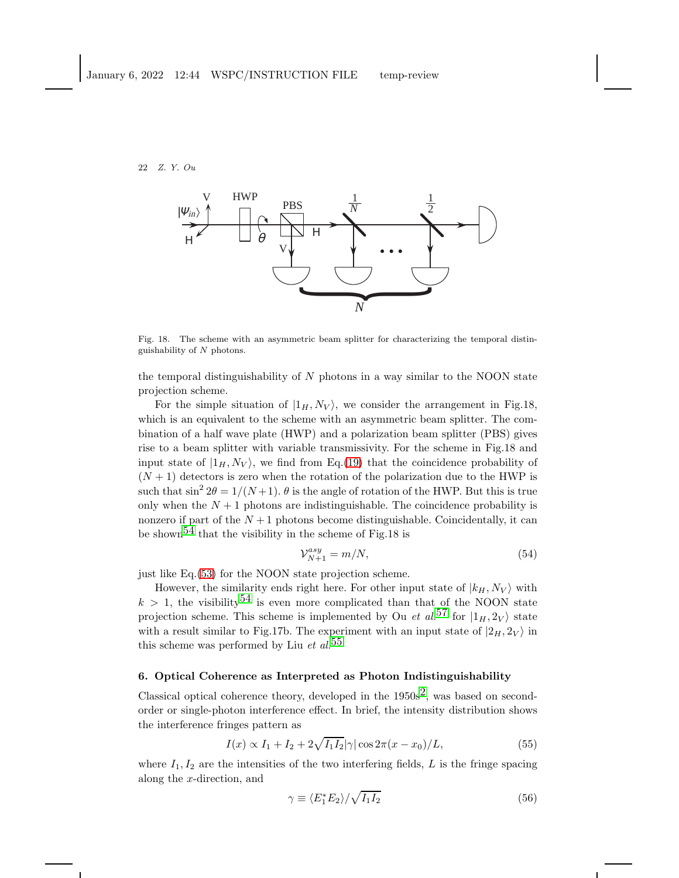Fig. 18. The scheme with an asymmetric beam splitter for characterizing the temporal distinguishability of $N$ photons.

the temporal distinguishability of $N$ photons in a way similar to the NOON state projection scheme.

For the simple situation of $|1_H, N_V\rangle$, we consider the arrangement in Fig.18, which is an equivalent to the scheme with an asymmetric beam splitter. The combination of a half wave plate (HWP) and a polarization beam splitter (PBS) gives rise to a beam splitter with variable transmissivity. For the scheme in Fig.18 and input state of $|1_H, N_V\rangle$, we find from Eq.(19) that the coincidence probability of $(N+1)$ detectors is zero when the rotation of the polarization due to the HWP is such that $\sin^2 2\theta = 1/(N+1)$. $\theta$ is the angle of rotation of the HWP. But this is true only when the $N+1$ photons are indistinguishable. The coincidence probability is nonzero if part of the $N+1$ photons become distinguishable. Coincidentally, it can be shown[54] that the visibility in the scheme of Fig.18 is

$$\mathcal{V}_{N+1}^{asy} = m/N, \tag{54}$$

just like Eq.(53) for the NOON state projection scheme.

However, the similarity ends right here. For other input state of $|k_H, N_V\rangle$ with $k > 1$, the visibility[54] is even more complicated than that of the NOON state projection scheme. This scheme is implemented by Ou *et al.*[57] for $|1_H, 2_V\rangle$ state with a result similar to Fig.17b. The experiment with an input state of $|2_H, 2_V\rangle$ in this scheme was performed by Liu *et al.*[55]

## 6. Optical Coherence as Interpreted as Photon Indistinguishability

Classical optical coherence theory, developed in the 1950s[2], was based on second-order or single-photon interference effect. In brief, the intensity distribution shows the interference fringes pattern as

$$I(x) \propto I_1 + I_2 + 2\sqrt{I_1 I_2}|\gamma| \cos 2\pi(x - x_0)/L, \tag{55}$$

where $I_1, I_2$ are the intensities of the two interfering fields, $L$ is the fringe spacing along the $x$-direction, and

$$\gamma \equiv \langle E_1^* E_2\rangle/\sqrt{I_1 I_2} \tag{56}$$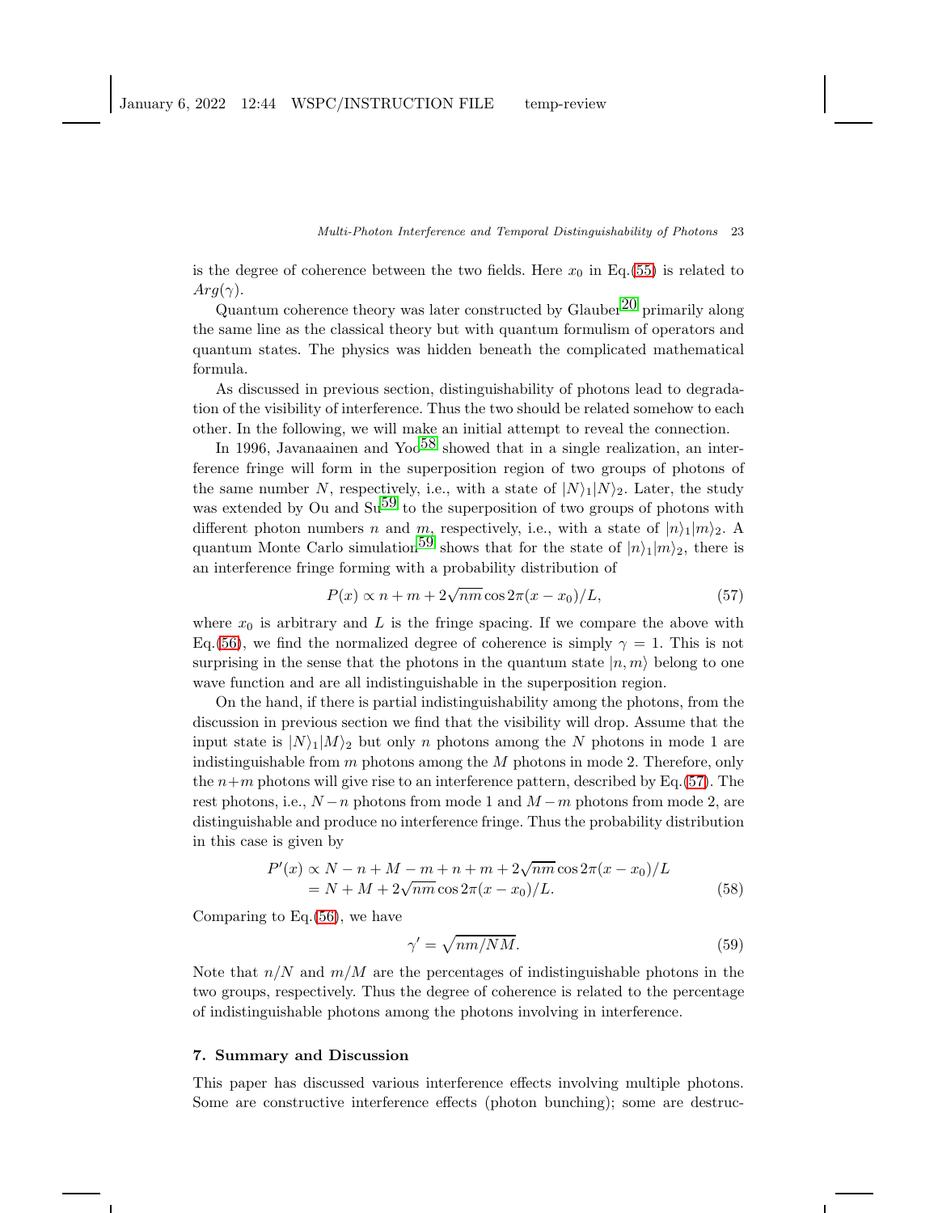is the degree of coherence between the two fields. Here $x_0$ in Eq.(55) is related to $Arg(\gamma)$.

Quantum coherence theory was later constructed by Glauber[20] primarily along the same line as the classical theory but with quantum formulism of operators and quantum states. The physics was hidden beneath the complicated mathematical formula.

As discussed in previous section, distinguishability of photons lead to degradation of the visibility of interference. Thus the two should be related somehow to each other. In the following, we will make an initial attempt to reveal the connection.

In 1996, Javanaainen and Yoo[58] showed that in a single realization, an interference fringe will form in the superposition region of two groups of photons of the same number $N$, respectively, i.e., with a state of $|N\rangle_1|N\rangle_2$. Later, the study was extended by Ou and Su[59] to the superposition of two groups of photons with different photon numbers $n$ and $m$, respectively, i.e., with a state of $|n\rangle_1|m\rangle_2$. A quantum Monte Carlo simulation[59] shows that for the state of $|n\rangle_1|m\rangle_2$, there is an interference fringe forming with a probability distribution of

$$P(x) \propto n + m + 2\sqrt{nm}\cos 2\pi(x - x_0)/L, \tag{57}$$

where $x_0$ is arbitrary and $L$ is the fringe spacing. If we compare the above with Eq.(56), we find the normalized degree of coherence is simply $\gamma = 1$. This is not surprising in the sense that the photons in the quantum state $|n, m\rangle$ belong to one wave function and are all indistinguishable in the superposition region.

On the hand, if there is partial indistinguishability among the photons, from the discussion in previous section we find that the visibility will drop. Assume that the input state is $|N\rangle_1|M\rangle_2$ but only $n$ photons among the $N$ photons in mode 1 are indistinguishable from $m$ photons among the $M$ photons in mode 2. Therefore, only the $n+m$ photons will give rise to an interference pattern, described by Eq.(57). The rest photons, i.e., $N-n$ photons from mode 1 and $M-m$ photons from mode 2, are distinguishable and produce no interference fringe. Thus the probability distribution in this case is given by

$$\begin{aligned} P'(x) &\propto N - n + M - m + n + m + 2\sqrt{nm}\cos 2\pi(x - x_0)/L \\ &= N + M + 2\sqrt{nm}\cos 2\pi(x - x_0)/L. \end{aligned} \tag{58}$$

Comparing to Eq.(56), we have

$$\gamma' = \sqrt{nm/NM}. \tag{59}$$

Note that $n/N$ and $m/M$ are the percentages of indistinguishable photons in the two groups, respectively. Thus the degree of coherence is related to the percentage of indistinguishable photons among the photons involving in interference.

## 7. Summary and Discussion

This paper has discussed various interference effects involving multiple photons. Some are constructive interference effects (photon bunching); some are destruc-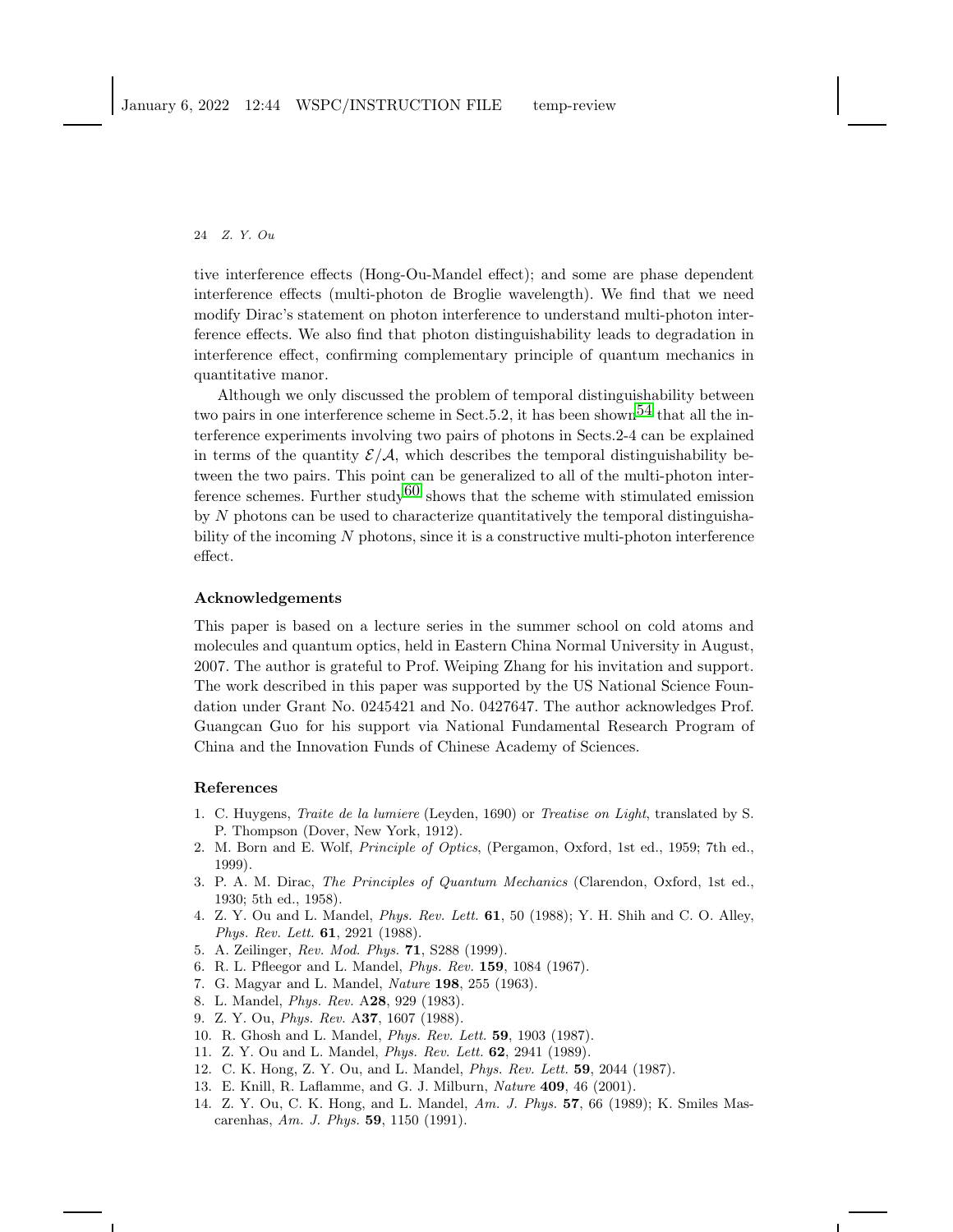tive interference effects (Hong-Ou-Mandel effect); and some are phase dependent interference effects (multi-photon de Broglie wavelength). We find that we need modify Dirac's statement on photon interference to understand multi-photon interference effects. We also find that photon distinguishability leads to degradation in interference effect, confirming complementary principle of quantum mechanics in quantitative manor.

Although we only discussed the problem of temporal distinguishability between two pairs in one interference scheme in Sect.5.2, it has been shown[54] that all the interference experiments involving two pairs of photons in Sects.2-4 can be explained in terms of the quantity $\mathcal{E}/\mathcal{A}$, which describes the temporal distinguishability between the two pairs. This point can be generalized to all of the multi-photon interference schemes. Further study[60] shows that the scheme with stimulated emission by $N$ photons can be used to characterize quantitatively the temporal distinguishability of the incoming $N$ photons, since it is a constructive multi-photon interference effect.

## Acknowledgements

This paper is based on a lecture series in the summer school on cold atoms and molecules and quantum optics, held in Eastern China Normal University in August, 2007. The author is grateful to Prof. Weiping Zhang for his invitation and support. The work described in this paper was supported by the US National Science Foundation under Grant No. 0245421 and No. 0427647. The author acknowledges Prof. Guangcan Guo for his support via National Fundamental Research Program of China and the Innovation Funds of Chinese Academy of Sciences.

## References

1. C. Huygens, *Traite de la lumiere* (Leyden, 1690) or *Treatise on Light*, translated by S. P. Thompson (Dover, New York, 1912).
2. M. Born and E. Wolf, *Principle of Optics*, (Pergamon, Oxford, 1st ed., 1959; 7th ed., 1999).
3. P. A. M. Dirac, *The Principles of Quantum Mechanics* (Clarendon, Oxford, 1st ed., 1930; 5th ed., 1958).
4. Z. Y. Ou and L. Mandel, *Phys. Rev. Lett.* **61**, 50 (1988); Y. H. Shih and C. O. Alley, *Phys. Rev. Lett.* **61**, 2921 (1988).
5. A. Zeilinger, *Rev. Mod. Phys.* **71**, S288 (1999).
6. R. L. Pfleegor and L. Mandel, *Phys. Rev.* **159**, 1084 (1967).
7. G. Magyar and L. Mandel, *Nature* **198**, 255 (1963).
8. L. Mandel, *Phys. Rev.* A**28**, 929 (1983).
9. Z. Y. Ou, *Phys. Rev.* A**37**, 1607 (1988).
10. R. Ghosh and L. Mandel, *Phys. Rev. Lett.* **59**, 1903 (1987).
11. Z. Y. Ou and L. Mandel, *Phys. Rev. Lett.* **62**, 2941 (1989).
12. C. K. Hong, Z. Y. Ou, and L. Mandel, *Phys. Rev. Lett.* **59**, 2044 (1987).
13. E. Knill, R. Laflamme, and G. J. Milburn, *Nature* **409**, 46 (2001).
14. Z. Y. Ou, C. K. Hong, and L. Mandel, *Am. J. Phys.* **57**, 66 (1989); K. Smiles Mascarenhas, *Am. J. Phys.* **59**, 1150 (1991).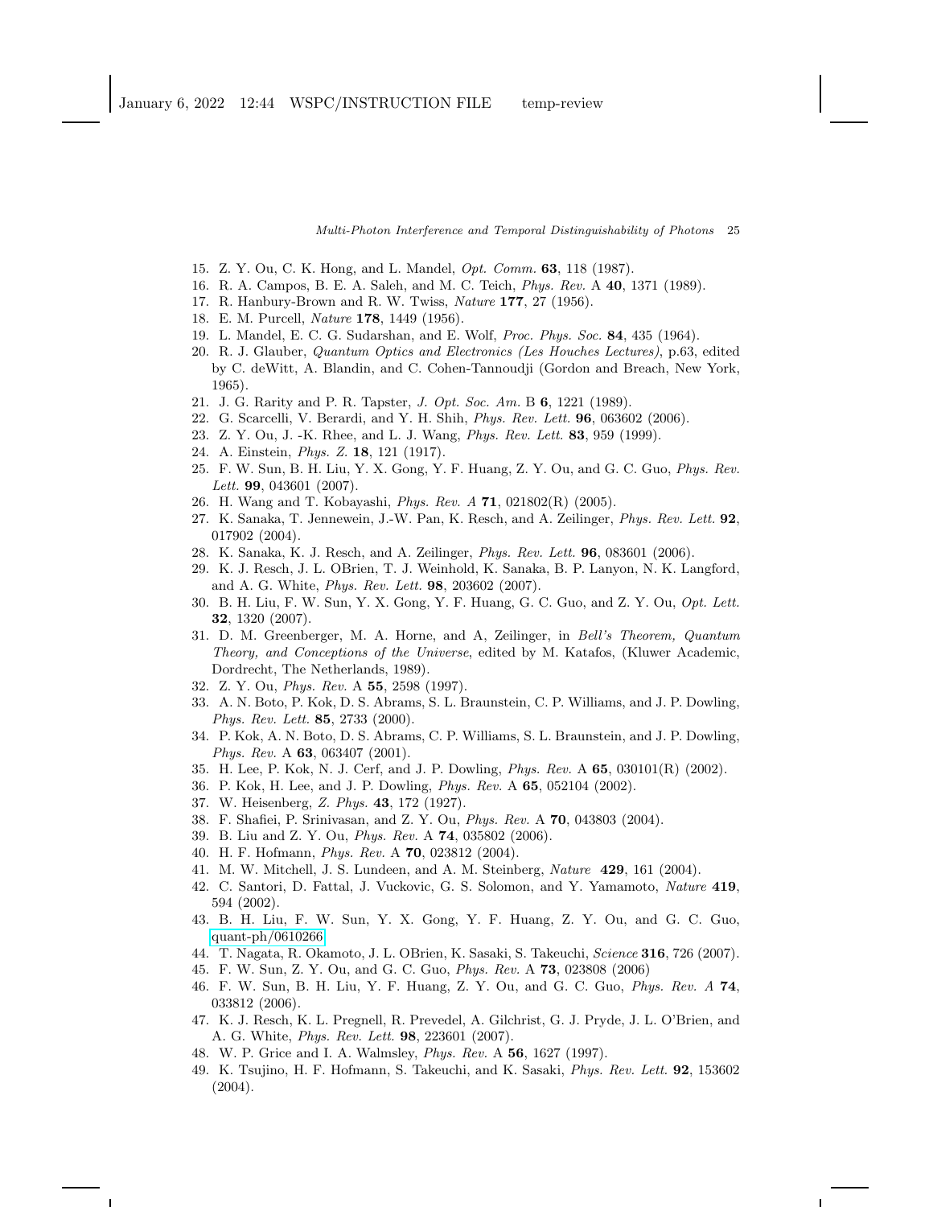15. Z. Y. Ou, C. K. Hong, and L. Mandel, *Opt. Comm.* **63**, 118 (1987).
16. R. A. Campos, B. E. A. Saleh, and M. C. Teich, *Phys. Rev.* A **40**, 1371 (1989).
17. R. Hanbury-Brown and R. W. Twiss, *Nature* **177**, 27 (1956).
18. E. M. Purcell, *Nature* **178**, 1449 (1956).
19. L. Mandel, E. C. G. Sudarshan, and E. Wolf, *Proc. Phys. Soc.* **84**, 435 (1964).
20. R. J. Glauber, *Quantum Optics and Electronics (Les Houches Lectures)*, p.63, edited by C. deWitt, A. Blandin, and C. Cohen-Tannoudji (Gordon and Breach, New York, 1965).
21. J. G. Rarity and P. R. Tapster, *J. Opt. Soc. Am.* B **6**, 1221 (1989).
22. G. Scarcelli, V. Berardi, and Y. H. Shih, *Phys. Rev. Lett.* **96**, 063602 (2006).
23. Z. Y. Ou, J. -K. Rhee, and L. J. Wang, *Phys. Rev. Lett.* **83**, 959 (1999).
24. A. Einstein, *Phys. Z.* **18**, 121 (1917).
25. F. W. Sun, B. H. Liu, Y. X. Gong, Y. F. Huang, Z. Y. Ou, and G. C. Guo, *Phys. Rev. Lett.* **99**, 043601 (2007).
26. H. Wang and T. Kobayashi, *Phys. Rev. A* **71**, 021802(R) (2005).
27. K. Sanaka, T. Jennewein, J.-W. Pan, K. Resch, and A. Zeilinger, *Phys. Rev. Lett.* **92**, 017902 (2004).
28. K. Sanaka, K. J. Resch, and A. Zeilinger, *Phys. Rev. Lett.* **96**, 083601 (2006).
29. K. J. Resch, J. L. OBrien, T. J. Weinhold, K. Sanaka, B. P. Lanyon, N. K. Langford, and A. G. White, *Phys. Rev. Lett.* **98**, 203602 (2007).
30. B. H. Liu, F. W. Sun, Y. X. Gong, Y. F. Huang, G. C. Guo, and Z. Y. Ou, *Opt. Lett.* **32**, 1320 (2007).
31. D. M. Greenberger, M. A. Horne, and A, Zeilinger, in *Bell's Theorem, Quantum Theory, and Conceptions of the Universe*, edited by M. Katafos, (Kluwer Academic, Dordrecht, The Netherlands, 1989).
32. Z. Y. Ou, *Phys. Rev.* A **55**, 2598 (1997).
33. A. N. Boto, P. Kok, D. S. Abrams, S. L. Braunstein, C. P. Williams, and J. P. Dowling, *Phys. Rev. Lett.* **85**, 2733 (2000).
34. P. Kok, A. N. Boto, D. S. Abrams, C. P. Williams, S. L. Braunstein, and J. P. Dowling, *Phys. Rev.* A **63**, 063407 (2001).
35. H. Lee, P. Kok, N. J. Cerf, and J. P. Dowling, *Phys. Rev.* A **65**, 030101(R) (2002).
36. P. Kok, H. Lee, and J. P. Dowling, *Phys. Rev.* A **65**, 052104 (2002).
37. W. Heisenberg, *Z. Phys.* **43**, 172 (1927).
38. F. Shafiei, P. Srinivasan, and Z. Y. Ou, *Phys. Rev.* A **70**, 043803 (2004).
39. B. Liu and Z. Y. Ou, *Phys. Rev.* A **74**, 035802 (2006).
40. H. F. Hofmann, *Phys. Rev.* A **70**, 023812 (2004).
41. M. W. Mitchell, J. S. Lundeen, and A. M. Steinberg, *Nature* **429**, 161 (2004).
42. C. Santori, D. Fattal, J. Vuckovic, G. S. Solomon, and Y. Yamamoto, *Nature* **419**, 594 (2002).
43. B. H. Liu, F. W. Sun, Y. X. Gong, Y. F. Huang, Z. Y. Ou, and G. C. Guo, quant-ph/0610266.
44. T. Nagata, R. Okamoto, J. L. OBrien, K. Sasaki, S. Takeuchi, *Science* **316**, 726 (2007).
45. F. W. Sun, Z. Y. Ou, and G. C. Guo, *Phys. Rev.* A **73**, 023808 (2006)
46. F. W. Sun, B. H. Liu, Y. F. Huang, Z. Y. Ou, and G. C. Guo, *Phys. Rev. A* **74**, 033812 (2006).
47. K. J. Resch, K. L. Pregnell, R. Prevedel, A. Gilchrist, G. J. Pryde, J. L. O'Brien, and A. G. White, *Phys. Rev. Lett.* **98**, 223601 (2007).
48. W. P. Grice and I. A. Walmsley, *Phys. Rev.* A **56**, 1627 (1997).
49. K. Tsujino, H. F. Hofmann, S. Takeuchi, and K. Sasaki, *Phys. Rev. Lett.* **92**, 153602 (2004).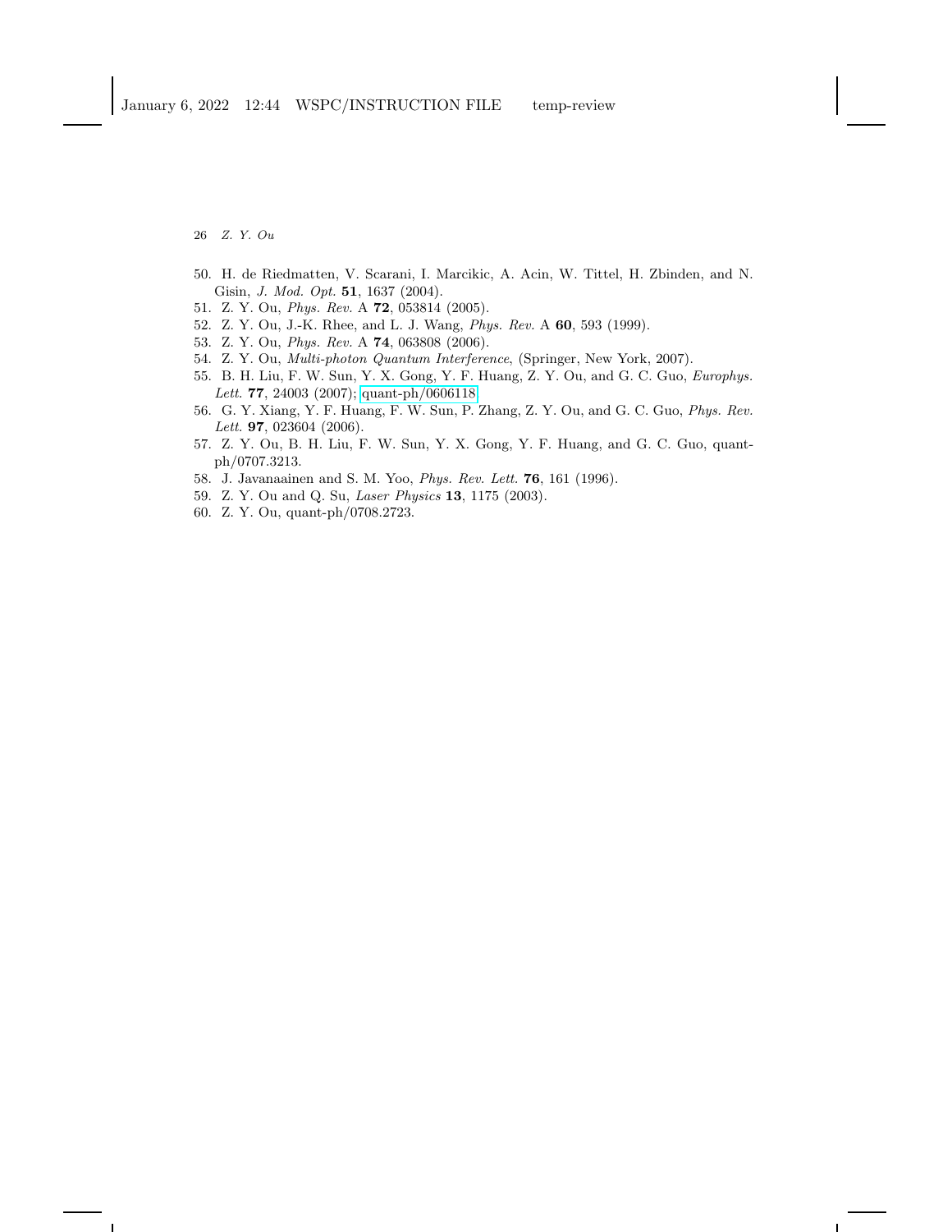50. H. de Riedmatten, V. Scarani, I. Marcikic, A. Acin, W. Tittel, H. Zbinden, and N. Gisin, *J. Mod. Opt.* **51**, 1637 (2004).
51. Z. Y. Ou, *Phys. Rev.* A **72**, 053814 (2005).
52. Z. Y. Ou, J.-K. Rhee, and L. J. Wang, *Phys. Rev.* A **60**, 593 (1999).
53. Z. Y. Ou, *Phys. Rev.* A **74**, 063808 (2006).
54. Z. Y. Ou, *Multi-photon Quantum Interference*, (Springer, New York, 2007).
55. B. H. Liu, F. W. Sun, Y. X. Gong, Y. F. Huang, Z. Y. Ou, and G. C. Guo, *Europhys. Lett.* **77**, 24003 (2007); quant-ph/0606118.
56. G. Y. Xiang, Y. F. Huang, F. W. Sun, P. Zhang, Z. Y. Ou, and G. C. Guo, *Phys. Rev. Lett.* **97**, 023604 (2006).
57. Z. Y. Ou, B. H. Liu, F. W. Sun, Y. X. Gong, Y. F. Huang, and G. C. Guo, quant-ph/0707.3213.
58. J. Javanaainen and S. M. Yoo, *Phys. Rev. Lett.* **76**, 161 (1996).
59. Z. Y. Ou and Q. Su, *Laser Physics* **13**, 1175 (2003).
60. Z. Y. Ou, quant-ph/0708.2723.